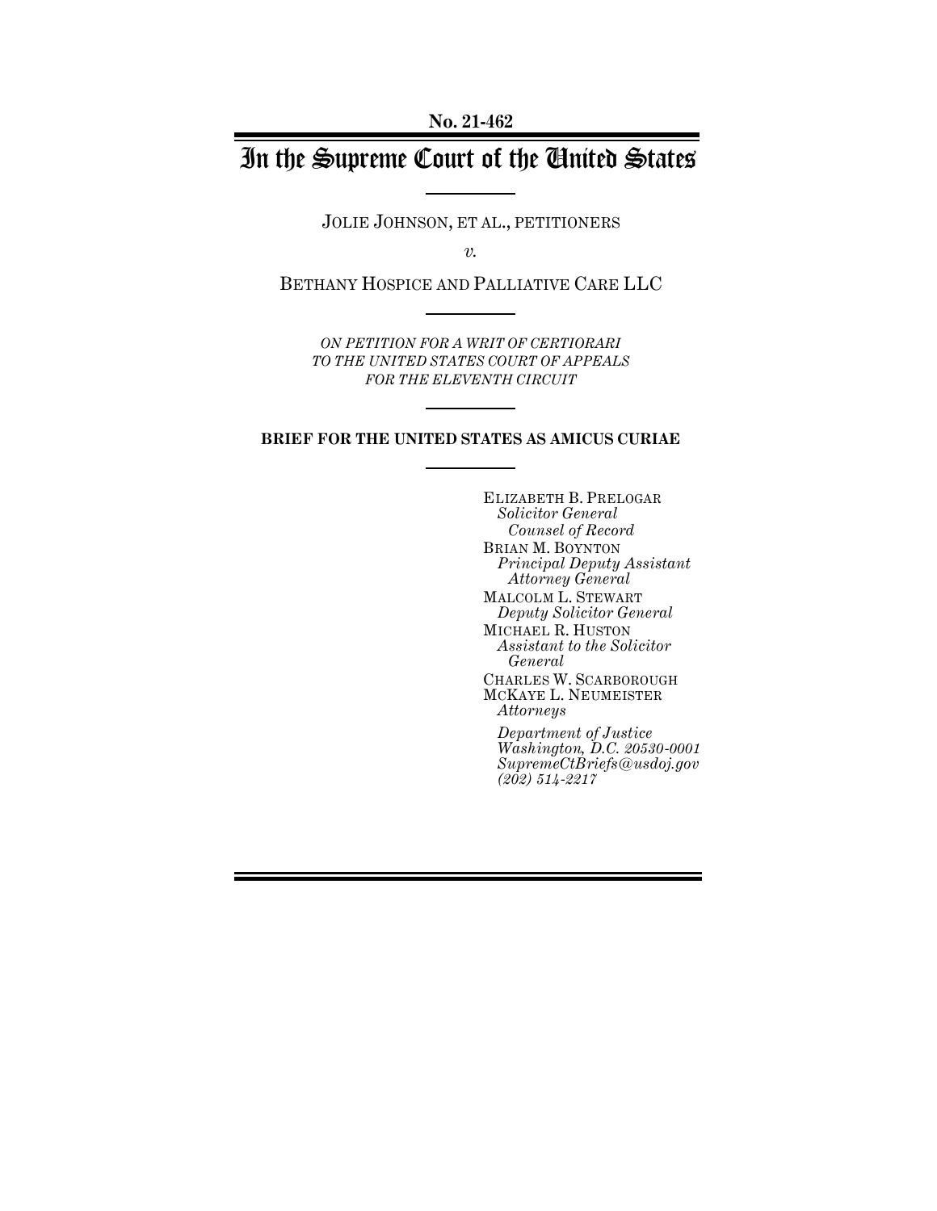**No. 21-462**

# In the Supreme Court of the United States

JOLIE JOHNSON, ET AL., PETITIONERS

*v.*

BETHANY HOSPICE AND PALLIATIVE CARE LLC

*ON PETITION FOR A WRIT OF CERTIORARI TO THE UNITED STATES COURT OF APPEALS FOR THE ELEVENTH CIRCUIT*

**BRIEF FOR THE UNITED STATES AS AMICUS CURIAE**

ELIZABETH B. PRELOGAR
*Solicitor General*
*Counsel of Record*

BRIAN M. BOYNTON
*Principal Deputy Assistant Attorney General*

MALCOLM L. STEWART
*Deputy Solicitor General*

MICHAEL R. HUSTON
*Assistant to the Solicitor General*

CHARLES W. SCARBOROUGH
MCKAYE L. NEUMEISTER
*Attorneys*

*Department of Justice*
*Washington, D.C. 20530-0001*
*SupremeCtBriefs@usdoj.gov*
*(202) 514-2217*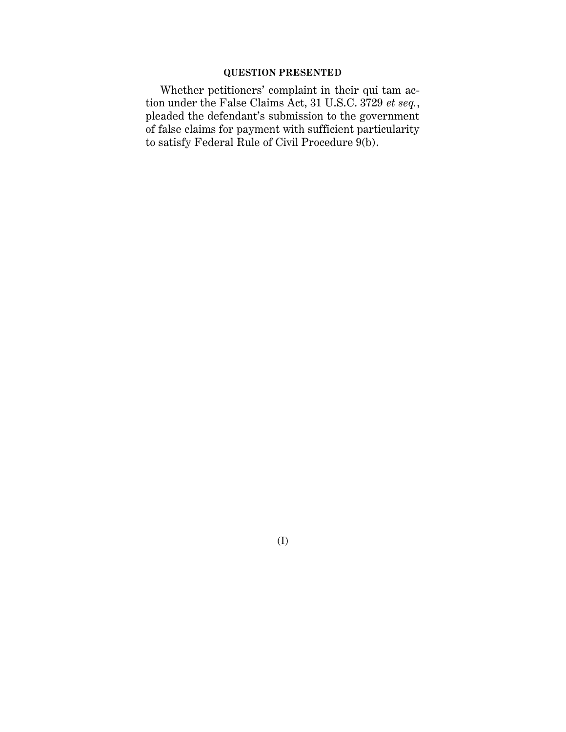## QUESTION PRESENTED

Whether petitioners' complaint in their qui tam action under the False Claims Act, 31 U.S.C. 3729 *et seq.*, pleaded the defendant's submission to the government of false claims for payment with sufficient particularity to satisfy Federal Rule of Civil Procedure 9(b).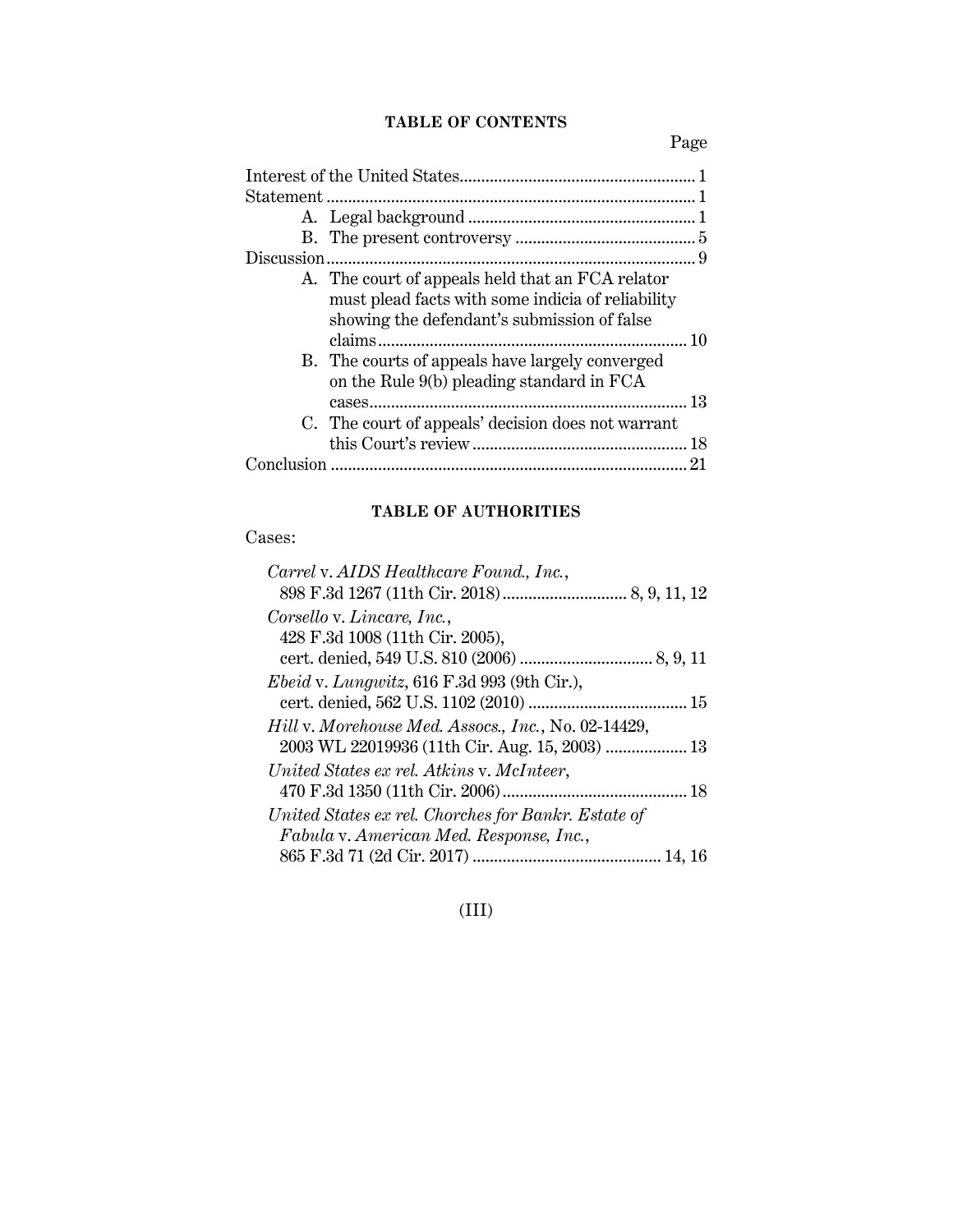## TABLE OF CONTENTS

| | Page |
|---|---|
| Interest of the United States | 1 |
| Statement | 1 |
| A. Legal background | 1 |
| B. The present controversy | 5 |
| Discussion | 9 |
| A. The court of appeals held that an FCA relator must plead facts with some indicia of reliability showing the defendant's submission of false claims | 10 |
| B. The courts of appeals have largely converged on the Rule 9(b) pleading standard in FCA cases | 13 |
| C. The court of appeals' decision does not warrant this Court's review | 18 |
| Conclusion | 21 |

## TABLE OF AUTHORITIES

Cases:

*Carrel* v. *AIDS Healthcare Found., Inc.*, 898 F.3d 1267 (11th Cir. 2018) ... 8, 9, 11, 12

*Corsello* v. *Lincare, Inc.*, 428 F.3d 1008 (11th Cir. 2005), cert. denied, 549 U.S. 810 (2006) ... 8, 9, 11

*Ebeid* v. *Lungwitz*, 616 F.3d 993 (9th Cir.), cert. denied, 562 U.S. 1102 (2010) ... 15

*Hill* v. *Morehouse Med. Assocs., Inc.*, No. 02-14429, 2003 WL 22019936 (11th Cir. Aug. 15, 2003) ... 13

*United States ex rel. Atkins* v. *McInteer*, 470 F.3d 1350 (11th Cir. 2006) ... 18

*United States ex rel. Chorches for Bankr. Estate of Fabula* v. *American Med. Response, Inc.*, 865 F.3d 71 (2d Cir. 2017) ... 14, 16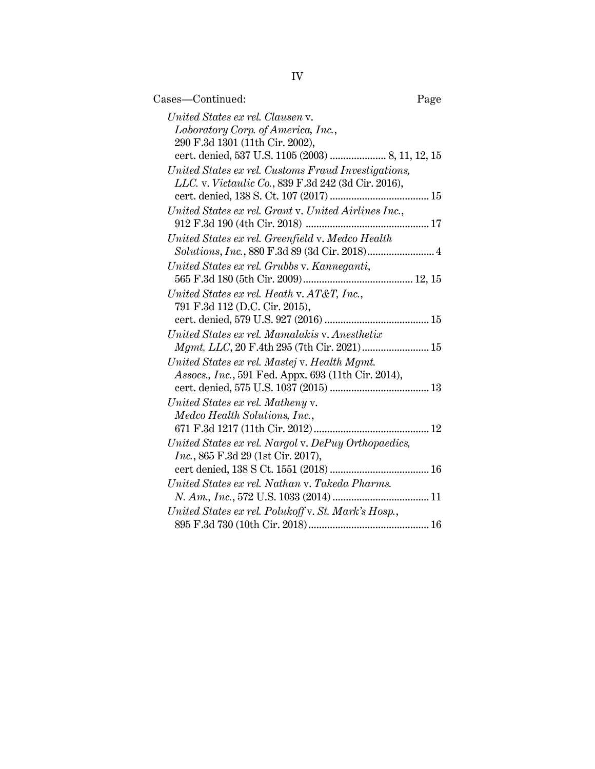Cases—Continued: Page

*United States ex rel. Clausen* v. *Laboratory Corp. of America, Inc.*, 290 F.3d 1301 (11th Cir. 2002), cert. denied, 537 U.S. 1105 (2003) .................... 8, 11, 12, 15

*United States ex rel. Customs Fraud Investigations, LLC.* v. *Victaulic Co.*, 839 F.3d 242 (3d Cir. 2016), cert. denied, 138 S. Ct. 107 (2017) .................................... 15

*United States ex rel. Grant* v. *United Airlines Inc.*, 912 F.3d 190 (4th Cir. 2018) ............................................. 17

*United States ex rel. Greenfield* v. *Medco Health Solutions, Inc.*, 880 F.3d 89 (3d Cir. 2018)........................ 4

*United States ex rel. Grubbs* v. *Kanneganti*, 565 F.3d 180 (5th Cir. 2009)........................................ 12, 15

*United States ex rel. Heath* v. *AT&T, Inc.*, 791 F.3d 112 (D.C. Cir. 2015), cert. denied, 579 U.S. 927 (2016) ...................................... 15

*United States ex rel. Mamalakis* v. *Anesthetix Mgmt. LLC*, 20 F.4th 295 (7th Cir. 2021)........................ 15

*United States ex rel. Mastej* v. *Health Mgmt. Assocs., Inc.*, 591 Fed. Appx. 693 (11th Cir. 2014), cert. denied, 575 U.S. 1037 (2015) .................................... 13

*United States ex rel. Matheny* v. *Medco Health Solutions, Inc.*, 671 F.3d 1217 (11th Cir. 2012).......................................... 12

*United States ex rel. Nargol* v. *DePuy Orthopaedics, Inc.*, 865 F.3d 29 (1st Cir. 2017), cert denied, 138 S Ct. 1551 (2018) .................................... 16

*United States ex rel. Nathan* v. *Takeda Pharms. N. Am., Inc.*, 572 U.S. 1033 (2014) ................................... 11

*United States ex rel. Polukoff* v. *St. Mark's Hosp.*, 895 F.3d 730 (10th Cir. 2018)............................................ 16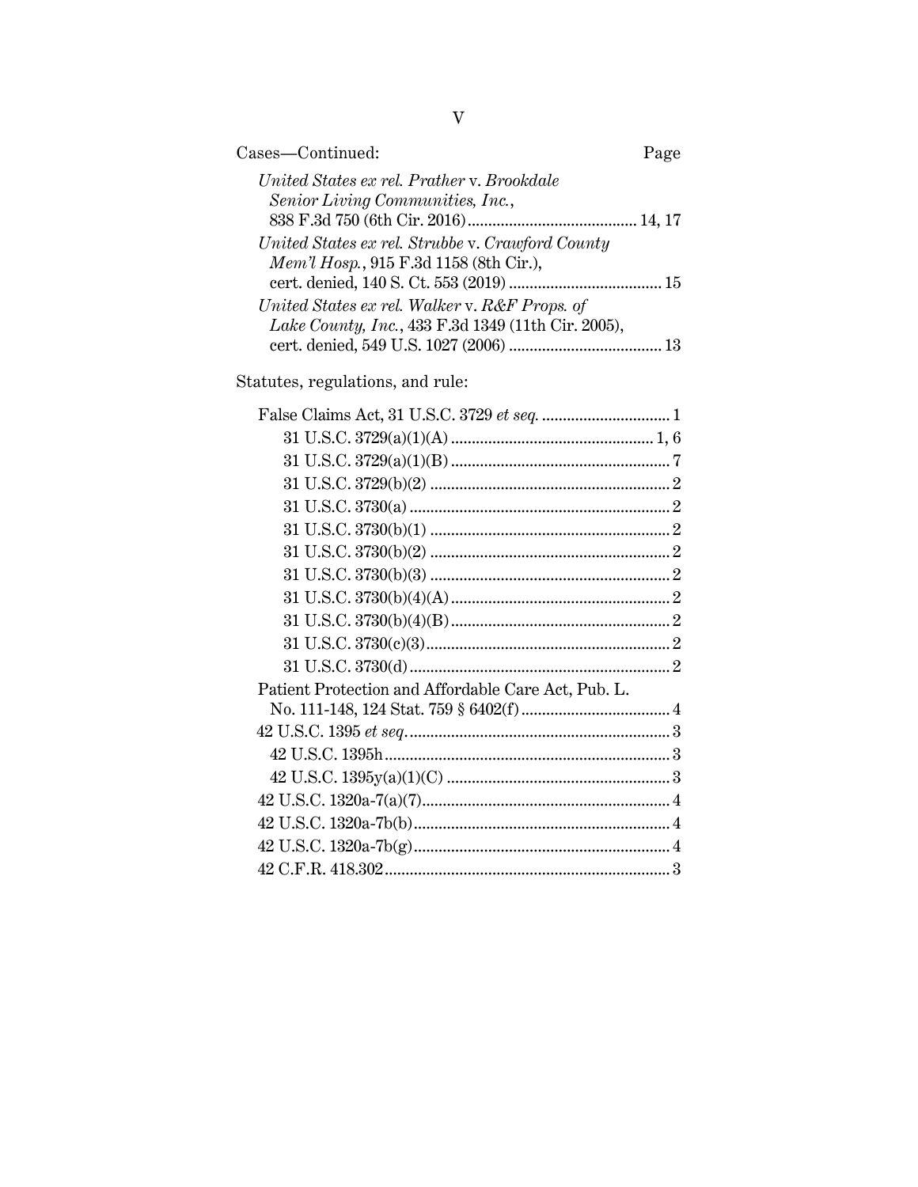Cases—Continued: Page

*United States ex rel. Prather* v. *Brookdale Senior Living Communities, Inc.*, 838 F.3d 750 (6th Cir. 2016) ........................................ 14, 17

*United States ex rel. Strubbe* v. *Crawford County Mem'l Hosp.*, 915 F.3d 1158 (8th Cir.), cert. denied, 140 S. Ct. 553 (2019) .................................... 15

*United States ex rel. Walker* v. *R&F Props. of Lake County, Inc.*, 433 F.3d 1349 (11th Cir. 2005), cert. denied, 549 U.S. 1027 (2006) .................................... 13

Statutes, regulations, and rule:

False Claims Act, 31 U.S.C. 3729 *et seq.* .............................. 1
- 31 U.S.C. 3729(a)(1)(A) ................................................ 1, 6
- 31 U.S.C. 3729(a)(1)(B) .................................................... 7
- 31 U.S.C. 3729(b)(2) ......................................................... 2
- 31 U.S.C. 3730(a) .............................................................. 2
- 31 U.S.C. 3730(b)(1) ......................................................... 2
- 31 U.S.C. 3730(b)(2) ......................................................... 2
- 31 U.S.C. 3730(b)(3) ......................................................... 2
- 31 U.S.C. 3730(b)(4)(A) .................................................... 2
- 31 U.S.C. 3730(b)(4)(B) .................................................... 2
- 31 U.S.C. 3730(c)(3) .......................................................... 2
- 31 U.S.C. 3730(d) .............................................................. 2

Patient Protection and Affordable Care Act, Pub. L. No. 111-148, 124 Stat. 759 § 6402(f) .................................... 4

42 U.S.C. 1395 *et seq.* ............................................................... 3
- 42 U.S.C. 1395h .................................................................... 3
- 42 U.S.C. 1395y(a)(1)(C) ..................................................... 3

42 U.S.C. 1320a-7(a)(7) ............................................................ 4

42 U.S.C. 1320a-7b(b) .............................................................. 4

42 U.S.C. 1320a-7b(g) .............................................................. 4

42 C.F.R. 418.302 ..................................................................... 3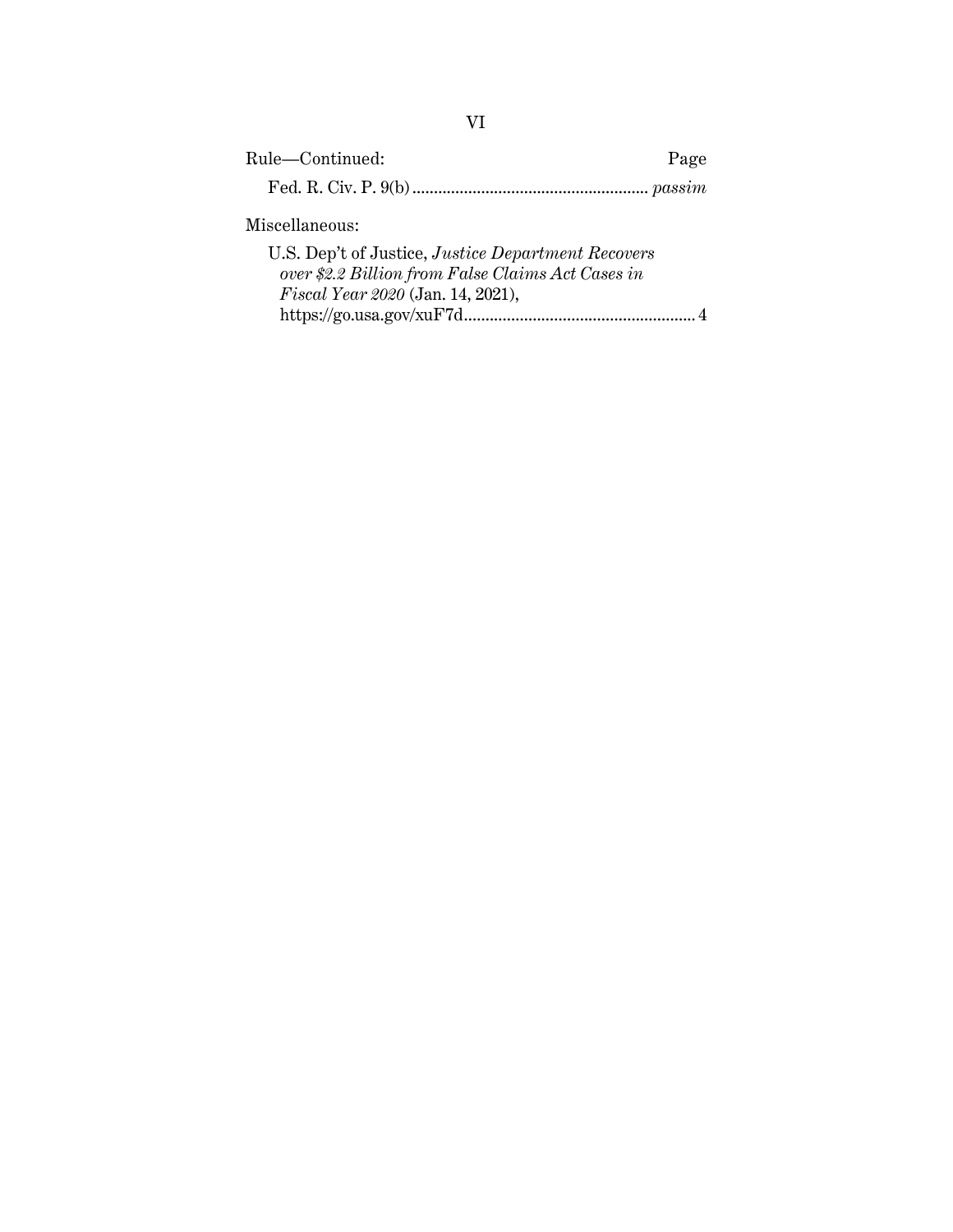Rule—Continued: Page

Fed. R. Civ. P. 9(b) ....................................................... *passim*

Miscellaneous:

U.S. Dep't of Justice, *Justice Department Recovers over $2.2 Billion from False Claims Act Cases in Fiscal Year 2020* (Jan. 14, 2021), https://go.usa.gov/xuF7d...................................................... 4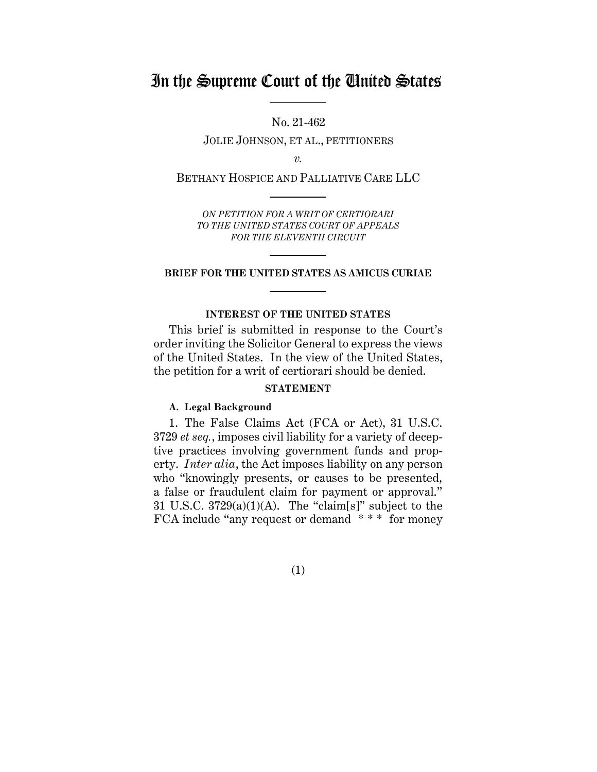# In the Supreme Court of the United States

No. 21-462

JOLIE JOHNSON, ET AL., PETITIONERS

*v.*

BETHANY HOSPICE AND PALLIATIVE CARE LLC

*ON PETITION FOR A WRIT OF CERTIORARI TO THE UNITED STATES COURT OF APPEALS FOR THE ELEVENTH CIRCUIT*

**BRIEF FOR THE UNITED STATES AS AMICUS CURIAE**

**INTEREST OF THE UNITED STATES**

This brief is submitted in response to the Court's order inviting the Solicitor General to express the views of the United States. In the view of the United States, the petition for a writ of certiorari should be denied.

**STATEMENT**

**A. Legal Background**

1. The False Claims Act (FCA or Act), 31 U.S.C. 3729 *et seq.*, imposes civil liability for a variety of deceptive practices involving government funds and property. *Inter alia*, the Act imposes liability on any person who "knowingly presents, or causes to be presented, a false or fraudulent claim for payment or approval." 31 U.S.C. 3729(a)(1)(A). The "claim[s]" subject to the FCA include "any request or demand \* \* \* for money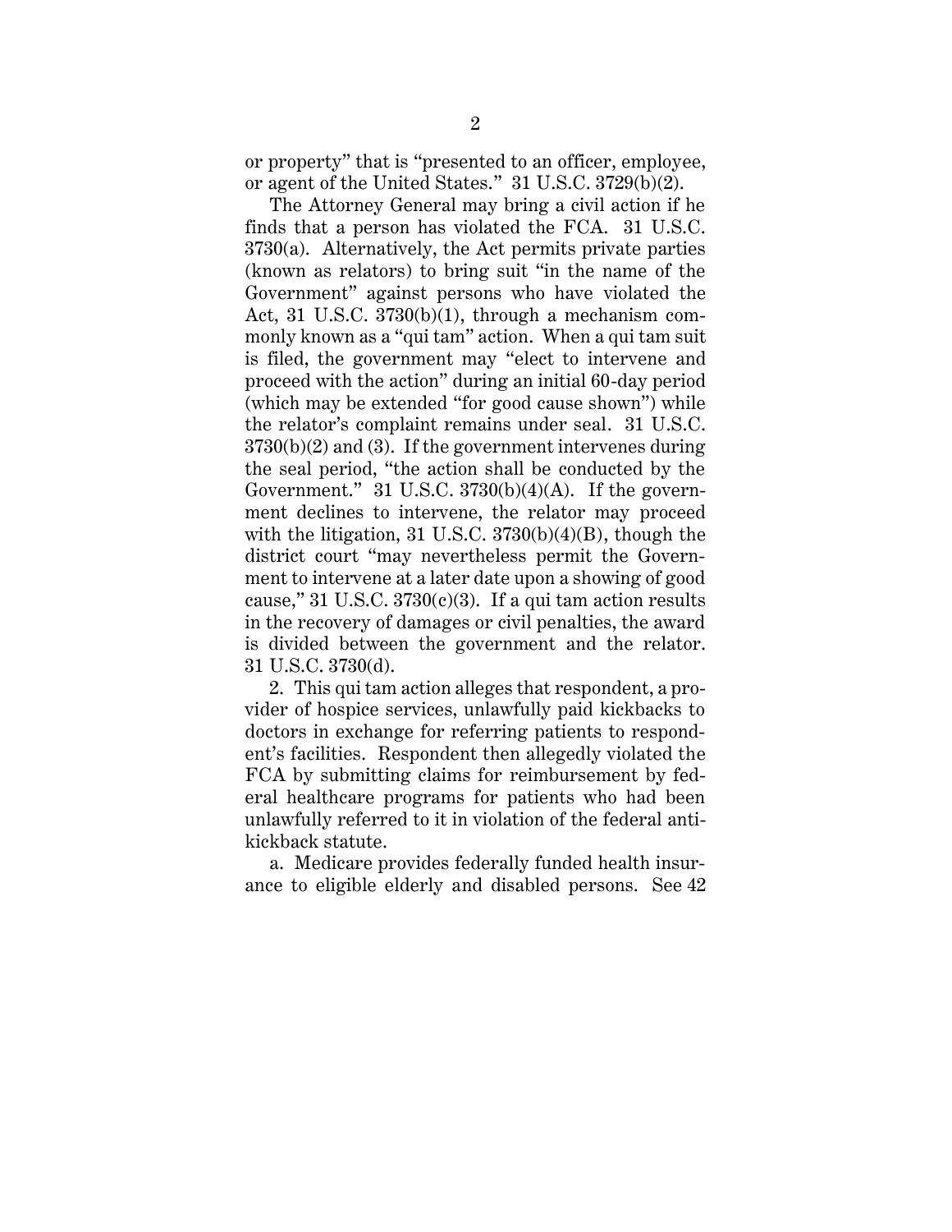or property" that is "presented to an officer, employee, or agent of the United States." 31 U.S.C. 3729(b)(2).

The Attorney General may bring a civil action if he finds that a person has violated the FCA. 31 U.S.C. 3730(a). Alternatively, the Act permits private parties (known as relators) to bring suit "in the name of the Government" against persons who have violated the Act, 31 U.S.C. 3730(b)(1), through a mechanism commonly known as a "qui tam" action. When a qui tam suit is filed, the government may "elect to intervene and proceed with the action" during an initial 60-day period (which may be extended "for good cause shown") while the relator's complaint remains under seal. 31 U.S.C. 3730(b)(2) and (3). If the government intervenes during the seal period, "the action shall be conducted by the Government." 31 U.S.C. 3730(b)(4)(A). If the government declines to intervene, the relator may proceed with the litigation, 31 U.S.C. 3730(b)(4)(B), though the district court "may nevertheless permit the Government to intervene at a later date upon a showing of good cause," 31 U.S.C. 3730(c)(3). If a qui tam action results in the recovery of damages or civil penalties, the award is divided between the government and the relator. 31 U.S.C. 3730(d).

2. This qui tam action alleges that respondent, a provider of hospice services, unlawfully paid kickbacks to doctors in exchange for referring patients to respondent's facilities. Respondent then allegedly violated the FCA by submitting claims for reimbursement by federal healthcare programs for patients who had been unlawfully referred to it in violation of the federal anti-kickback statute.

a. Medicare provides federally funded health insurance to eligible elderly and disabled persons. See 42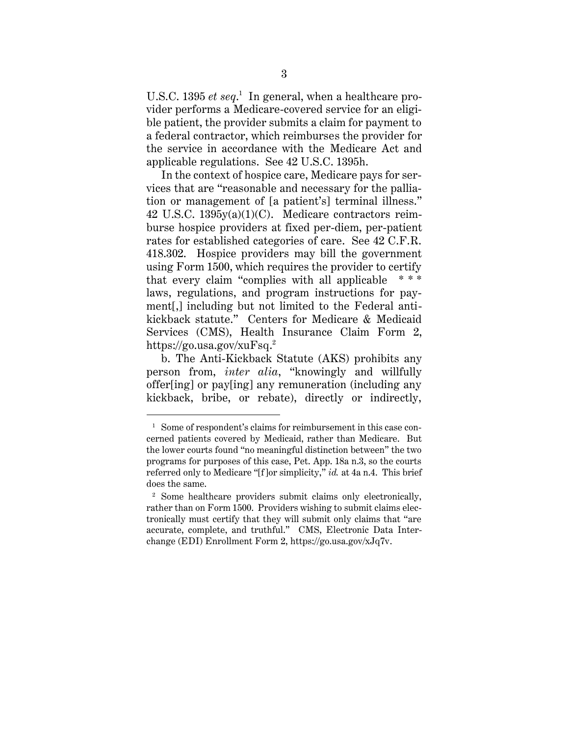U.S.C. 1395 *et seq*.[1] In general, when a healthcare provider performs a Medicare-covered service for an eligible patient, the provider submits a claim for payment to a federal contractor, which reimburses the provider for the service in accordance with the Medicare Act and applicable regulations. See 42 U.S.C. 1395h.

In the context of hospice care, Medicare pays for services that are "reasonable and necessary for the palliation or management of [a patient's] terminal illness." 42 U.S.C. 1395y(a)(1)(C). Medicare contractors reimburse hospice providers at fixed per-diem, per-patient rates for established categories of care. See 42 C.F.R. 418.302. Hospice providers may bill the government using Form 1500, which requires the provider to certify that every claim "complies with all applicable * * * laws, regulations, and program instructions for payment[,] including but not limited to the Federal anti-kickback statute." Centers for Medicare & Medicaid Services (CMS), Health Insurance Claim Form 2, https://go.usa.gov/xuFsq.[2]

b. The Anti-Kickback Statute (AKS) prohibits any person from, *inter alia*, "knowingly and willfully offer[ing] or pay[ing] any remuneration (including any kickback, bribe, or rebate), directly or indirectly,

---

[1] Some of respondent's claims for reimbursement in this case concerned patients covered by Medicaid, rather than Medicare. But the lower courts found "no meaningful distinction between" the two programs for purposes of this case, Pet. App. 18a n.3, so the courts referred only to Medicare "[f]or simplicity," *id.* at 4a n.4. This brief does the same.

[2] Some healthcare providers submit claims only electronically, rather than on Form 1500. Providers wishing to submit claims electronically must certify that they will submit only claims that "are accurate, complete, and truthful." CMS, Electronic Data Interchange (EDI) Enrollment Form 2, https://go.usa.gov/xJq7v.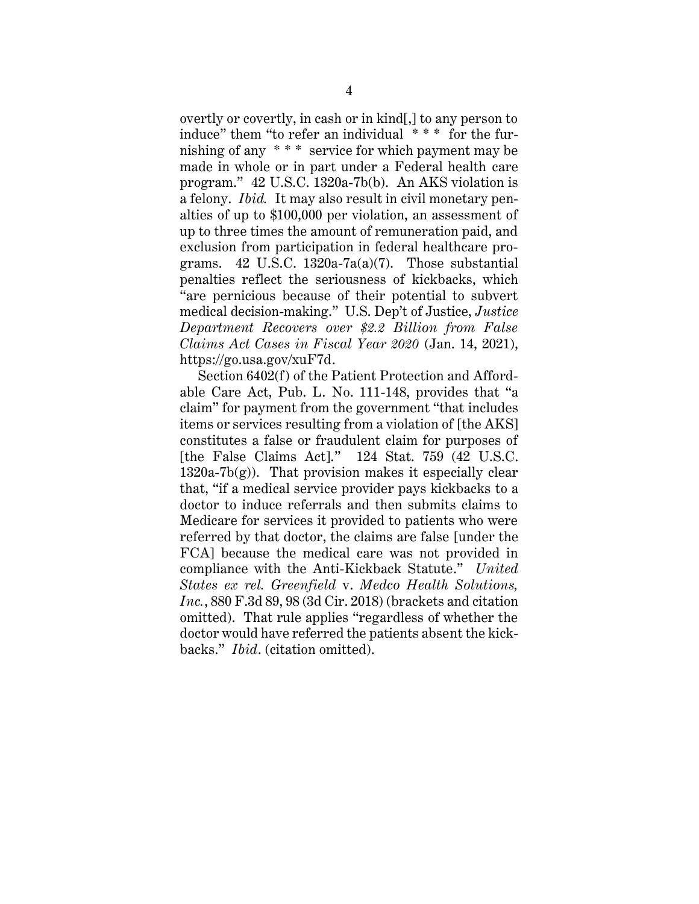overtly or covertly, in cash or in kind[,] to any person to induce" them "to refer an individual * * * for the furnishing of any * * * service for which payment may be made in whole or in part under a Federal health care program." 42 U.S.C. 1320a-7b(b). An AKS violation is a felony. *Ibid.* It may also result in civil monetary penalties of up to $100,000 per violation, an assessment of up to three times the amount of remuneration paid, and exclusion from participation in federal healthcare programs. 42 U.S.C. 1320a-7a(a)(7). Those substantial penalties reflect the seriousness of kickbacks, which "are pernicious because of their potential to subvert medical decision-making." U.S. Dep't of Justice, *Justice Department Recovers over $2.2 Billion from False Claims Act Cases in Fiscal Year 2020* (Jan. 14, 2021), https://go.usa.gov/xuF7d.

Section 6402(f) of the Patient Protection and Affordable Care Act, Pub. L. No. 111-148, provides that "a claim" for payment from the government "that includes items or services resulting from a violation of [the AKS] constitutes a false or fraudulent claim for purposes of [the False Claims Act]." 124 Stat. 759 (42 U.S.C. 1320a-7b(g)). That provision makes it especially clear that, "if a medical service provider pays kickbacks to a doctor to induce referrals and then submits claims to Medicare for services it provided to patients who were referred by that doctor, the claims are false [under the FCA] because the medical care was not provided in compliance with the Anti-Kickback Statute." *United States ex rel. Greenfield* v. *Medco Health Solutions, Inc.*, 880 F.3d 89, 98 (3d Cir. 2018) (brackets and citation omitted). That rule applies "regardless of whether the doctor would have referred the patients absent the kickbacks." *Ibid*. (citation omitted).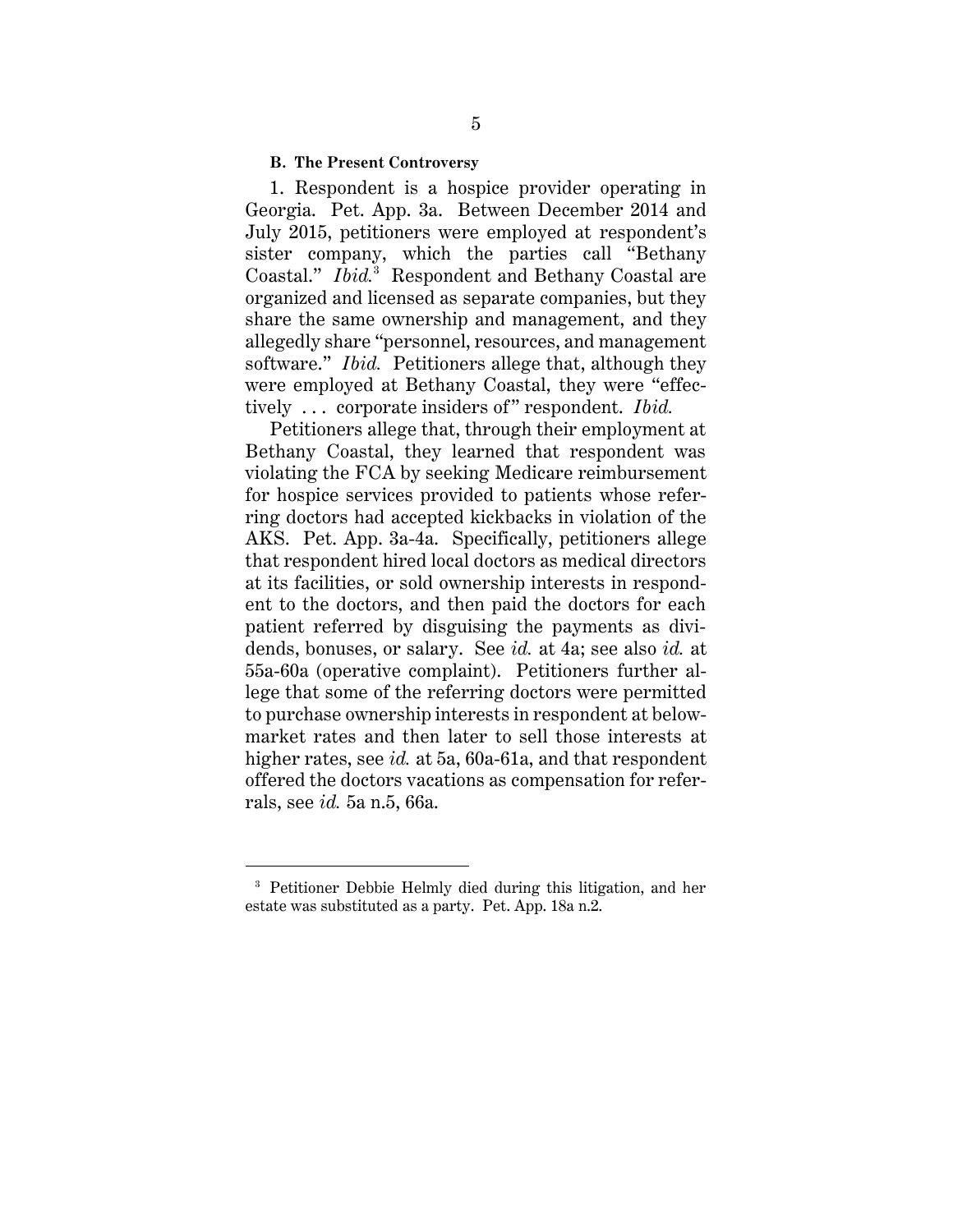### B. The Present Controversy

1. Respondent is a hospice provider operating in Georgia. Pet. App. 3a. Between December 2014 and July 2015, petitioners were employed at respondent's sister company, which the parties call "Bethany Coastal." *Ibid.*[3] Respondent and Bethany Coastal are organized and licensed as separate companies, but they share the same ownership and management, and they allegedly share "personnel, resources, and management software." *Ibid.* Petitioners allege that, although they were employed at Bethany Coastal, they were "effectively . . . corporate insiders of" respondent. *Ibid.*

Petitioners allege that, through their employment at Bethany Coastal, they learned that respondent was violating the FCA by seeking Medicare reimbursement for hospice services provided to patients whose referring doctors had accepted kickbacks in violation of the AKS. Pet. App. 3a-4a. Specifically, petitioners allege that respondent hired local doctors as medical directors at its facilities, or sold ownership interests in respondent to the doctors, and then paid the doctors for each patient referred by disguising the payments as dividends, bonuses, or salary. See *id.* at 4a; see also *id.* at 55a-60a (operative complaint). Petitioners further allege that some of the referring doctors were permitted to purchase ownership interests in respondent at below-market rates and then later to sell those interests at higher rates, see *id.* at 5a, 60a-61a, and that respondent offered the doctors vacations as compensation for referrals, see *id.* 5a n.5, 66a.

---

[3] Petitioner Debbie Helmly died during this litigation, and her estate was substituted as a party. Pet. App. 18a n.2.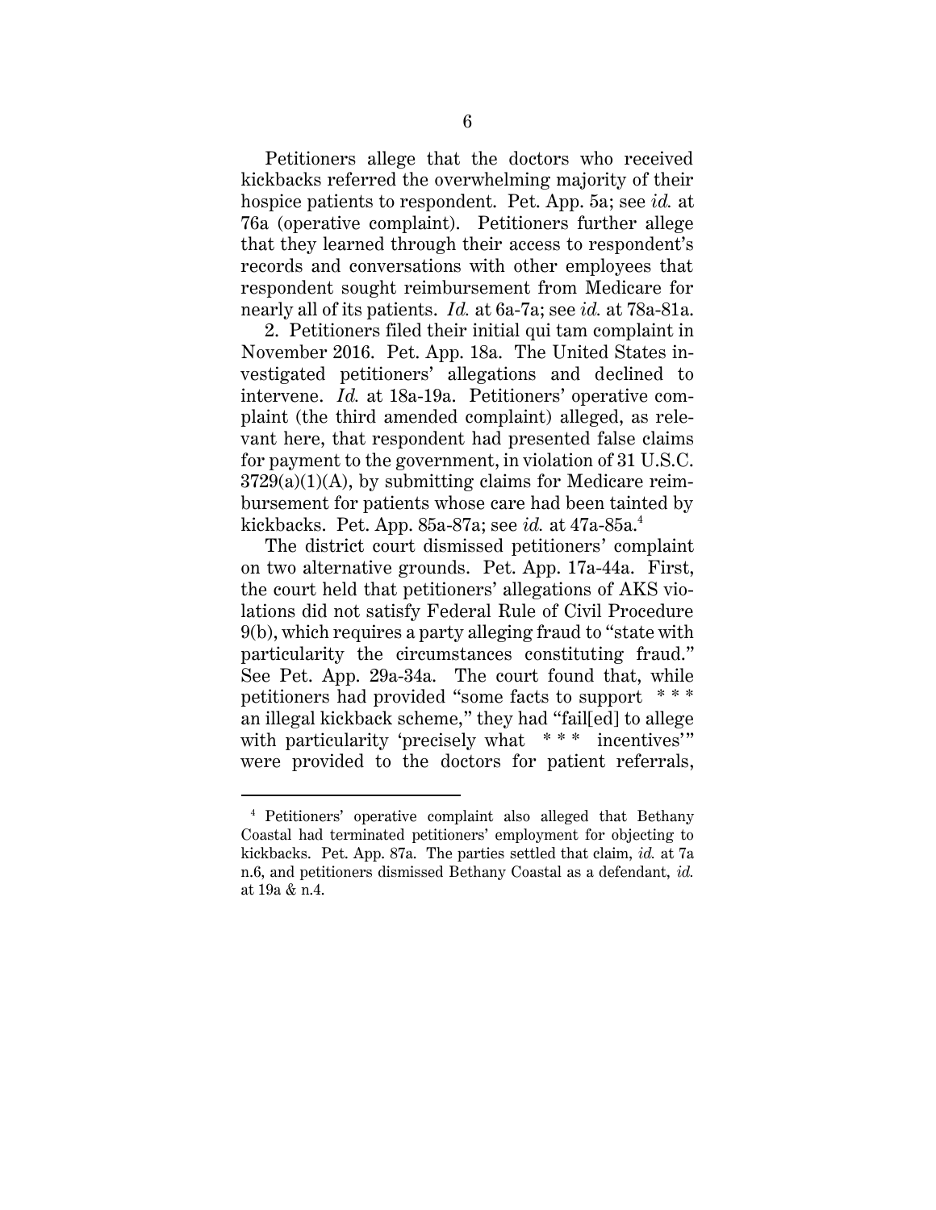Petitioners allege that the doctors who received kickbacks referred the overwhelming majority of their hospice patients to respondent. Pet. App. 5a; see *id.* at 76a (operative complaint). Petitioners further allege that they learned through their access to respondent's records and conversations with other employees that respondent sought reimbursement from Medicare for nearly all of its patients. *Id.* at 6a-7a; see *id.* at 78a-81a.

2. Petitioners filed their initial qui tam complaint in November 2016. Pet. App. 18a. The United States investigated petitioners' allegations and declined to intervene. *Id.* at 18a-19a. Petitioners' operative complaint (the third amended complaint) alleged, as relevant here, that respondent had presented false claims for payment to the government, in violation of 31 U.S.C. 3729(a)(1)(A), by submitting claims for Medicare reimbursement for patients whose care had been tainted by kickbacks. Pet. App. 85a-87a; see *id.* at 47a-85a.[4]

The district court dismissed petitioners' complaint on two alternative grounds. Pet. App. 17a-44a. First, the court held that petitioners' allegations of AKS violations did not satisfy Federal Rule of Civil Procedure 9(b), which requires a party alleging fraud to "state with particularity the circumstances constituting fraud." See Pet. App. 29a-34a. The court found that, while petitioners had provided "some facts to support * * * an illegal kickback scheme," they had "fail[ed] to allege with particularity 'precisely what * * * incentives'" were provided to the doctors for patient referrals,

[4] Petitioners' operative complaint also alleged that Bethany Coastal had terminated petitioners' employment for objecting to kickbacks. Pet. App. 87a. The parties settled that claim, *id.* at 7a n.6, and petitioners dismissed Bethany Coastal as a defendant, *id.* at 19a & n.4.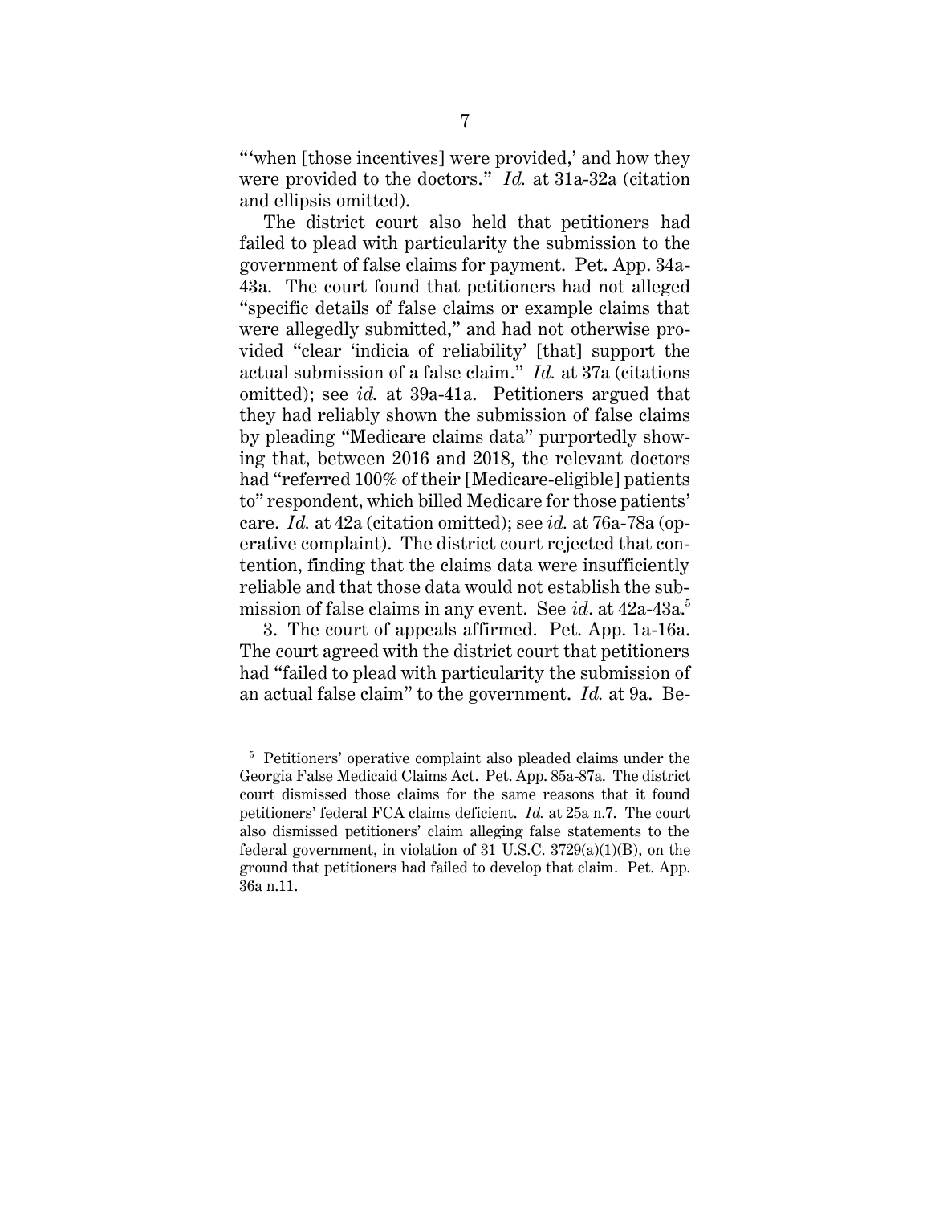"'when [those incentives] were provided,' and how they were provided to the doctors." *Id.* at 31a-32a (citation and ellipsis omitted).

The district court also held that petitioners had failed to plead with particularity the submission to the government of false claims for payment. Pet. App. 34a-43a. The court found that petitioners had not alleged "specific details of false claims or example claims that were allegedly submitted," and had not otherwise provided "clear 'indicia of reliability' [that] support the actual submission of a false claim." *Id.* at 37a (citations omitted); see *id.* at 39a-41a. Petitioners argued that they had reliably shown the submission of false claims by pleading "Medicare claims data" purportedly showing that, between 2016 and 2018, the relevant doctors had "referred 100% of their [Medicare-eligible] patients to" respondent, which billed Medicare for those patients' care. *Id.* at 42a (citation omitted); see *id.* at 76a-78a (operative complaint). The district court rejected that contention, finding that the claims data were insufficiently reliable and that those data would not establish the submission of false claims in any event. See *id*. at 42a-43a.[5]

3. The court of appeals affirmed. Pet. App. 1a-16a. The court agreed with the district court that petitioners had "failed to plead with particularity the submission of an actual false claim" to the government. *Id.* at 9a. Be-

---

[5] Petitioners' operative complaint also pleaded claims under the Georgia False Medicaid Claims Act. Pet. App. 85a-87a. The district court dismissed those claims for the same reasons that it found petitioners' federal FCA claims deficient. *Id.* at 25a n.7. The court also dismissed petitioners' claim alleging false statements to the federal government, in violation of 31 U.S.C. 3729(a)(1)(B), on the ground that petitioners had failed to develop that claim. Pet. App. 36a n.11.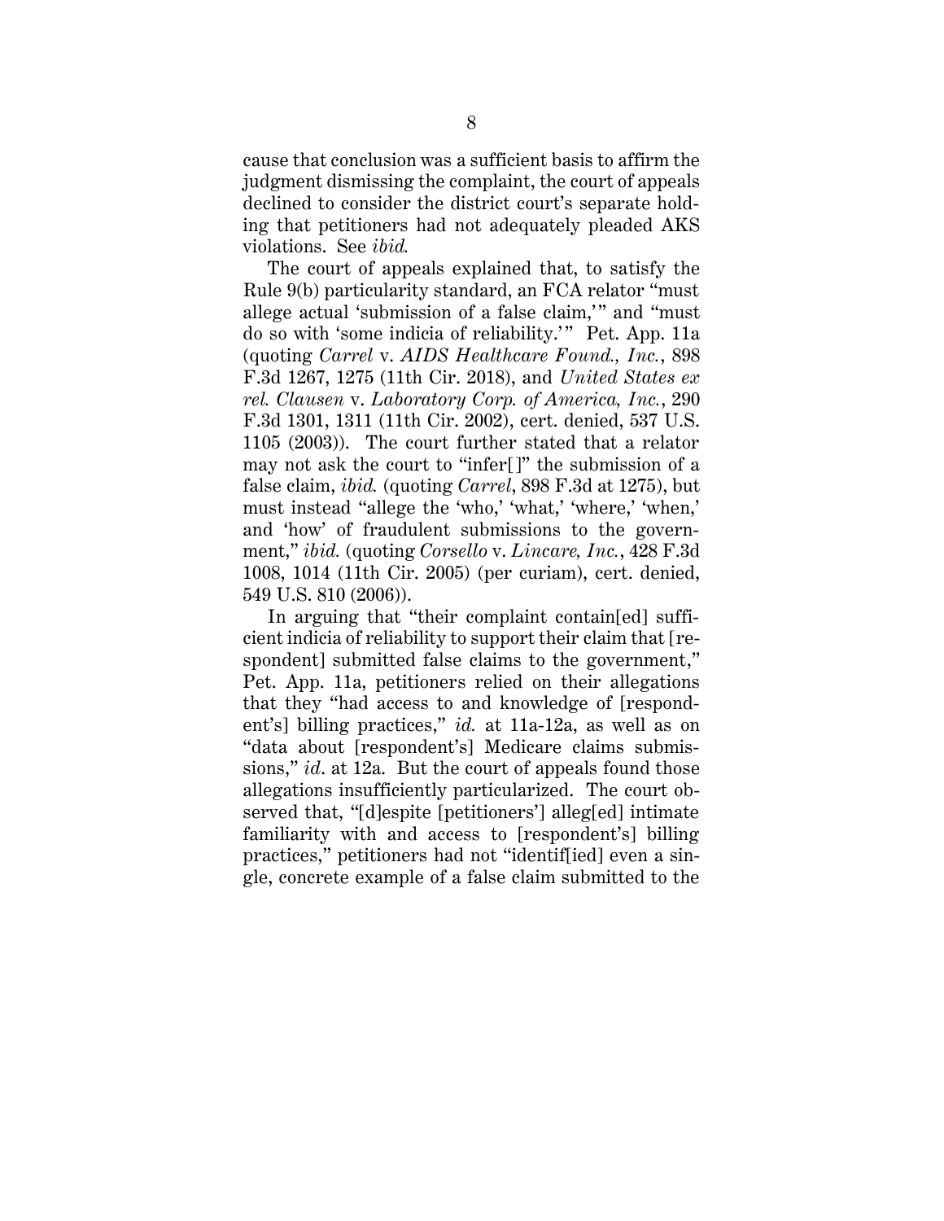cause that conclusion was a sufficient basis to affirm the judgment dismissing the complaint, the court of appeals declined to consider the district court's separate holding that petitioners had not adequately pleaded AKS violations. See *ibid.*

The court of appeals explained that, to satisfy the Rule 9(b) particularity standard, an FCA relator "must allege actual 'submission of a false claim,'" and "must do so with 'some indicia of reliability.'" Pet. App. 11a (quoting *Carrel* v. *AIDS Healthcare Found., Inc.*, 898 F.3d 1267, 1275 (11th Cir. 2018), and *United States ex rel. Clausen* v. *Laboratory Corp. of America, Inc.*, 290 F.3d 1301, 1311 (11th Cir. 2002), cert. denied, 537 U.S. 1105 (2003)). The court further stated that a relator may not ask the court to "infer[]" the submission of a false claim, *ibid.* (quoting *Carrel*, 898 F.3d at 1275), but must instead "allege the 'who,' 'what,' 'where,' 'when,' and 'how' of fraudulent submissions to the government," *ibid.* (quoting *Corsello* v. *Lincare, Inc.*, 428 F.3d 1008, 1014 (11th Cir. 2005) (per curiam), cert. denied, 549 U.S. 810 (2006)).

In arguing that "their complaint contain[ed] sufficient indicia of reliability to support their claim that [respondent] submitted false claims to the government," Pet. App. 11a, petitioners relied on their allegations that they "had access to and knowledge of [respondent's] billing practices," *id.* at 11a-12a, as well as on "data about [respondent's] Medicare claims submissions," *id.* at 12a. But the court of appeals found those allegations insufficiently particularized. The court observed that, "[d]espite [petitioners'] alleg[ed] intimate familiarity with and access to [respondent's] billing practices," petitioners had not "identif[ied] even a single, concrete example of a false claim submitted to the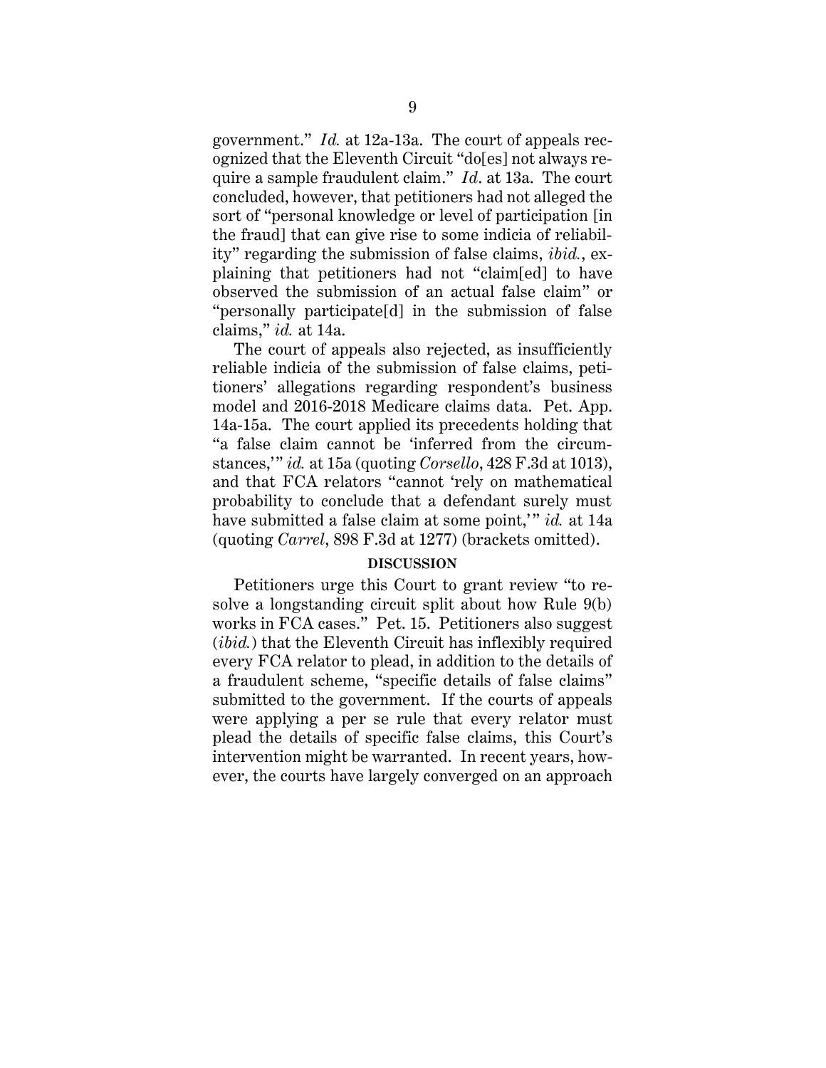government." *Id.* at 12a-13a. The court of appeals recognized that the Eleventh Circuit "do[es] not always require a sample fraudulent claim." *Id*. at 13a. The court concluded, however, that petitioners had not alleged the sort of "personal knowledge or level of participation [in the fraud] that can give rise to some indicia of reliability" regarding the submission of false claims, *ibid.*, explaining that petitioners had not "claim[ed] to have observed the submission of an actual false claim" or "personally participate[d] in the submission of false claims," *id.* at 14a.

The court of appeals also rejected, as insufficiently reliable indicia of the submission of false claims, petitioners' allegations regarding respondent's business model and 2016-2018 Medicare claims data. Pet. App. 14a-15a. The court applied its precedents holding that "a false claim cannot be 'inferred from the circumstances,'" *id.* at 15a (quoting *Corsello*, 428 F.3d at 1013), and that FCA relators "cannot 'rely on mathematical probability to conclude that a defendant surely must have submitted a false claim at some point,'" *id.* at 14a (quoting *Carrel*, 898 F.3d at 1277) (brackets omitted).

**DISCUSSION**

Petitioners urge this Court to grant review "to resolve a longstanding circuit split about how Rule 9(b) works in FCA cases." Pet. 15. Petitioners also suggest (*ibid.*) that the Eleventh Circuit has inflexibly required every FCA relator to plead, in addition to the details of a fraudulent scheme, "specific details of false claims" submitted to the government. If the courts of appeals were applying a per se rule that every relator must plead the details of specific false claims, this Court's intervention might be warranted. In recent years, however, the courts have largely converged on an approach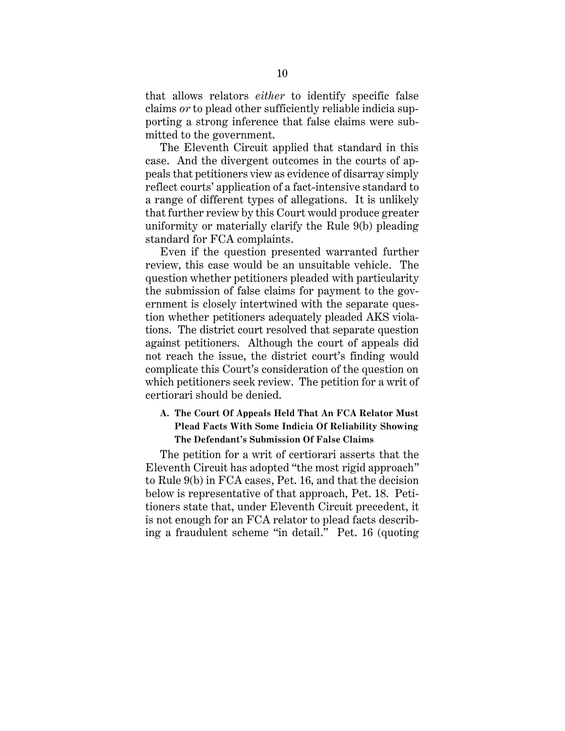that allows relators *either* to identify specific false claims *or* to plead other sufficiently reliable indicia supporting a strong inference that false claims were submitted to the government.

The Eleventh Circuit applied that standard in this case. And the divergent outcomes in the courts of appeals that petitioners view as evidence of disarray simply reflect courts' application of a fact-intensive standard to a range of different types of allegations. It is unlikely that further review by this Court would produce greater uniformity or materially clarify the Rule 9(b) pleading standard for FCA complaints.

Even if the question presented warranted further review, this case would be an unsuitable vehicle. The question whether petitioners pleaded with particularity the submission of false claims for payment to the government is closely intertwined with the separate question whether petitioners adequately pleaded AKS violations. The district court resolved that separate question against petitioners. Although the court of appeals did not reach the issue, the district court's finding would complicate this Court's consideration of the question on which petitioners seek review. The petition for a writ of certiorari should be denied.

### A. The Court Of Appeals Held That An FCA Relator Must Plead Facts With Some Indicia Of Reliability Showing The Defendant's Submission Of False Claims

The petition for a writ of certiorari asserts that the Eleventh Circuit has adopted "the most rigid approach" to Rule 9(b) in FCA cases, Pet. 16, and that the decision below is representative of that approach, Pet. 18. Petitioners state that, under Eleventh Circuit precedent, it is not enough for an FCA relator to plead facts describing a fraudulent scheme "in detail." Pet. 16 (quoting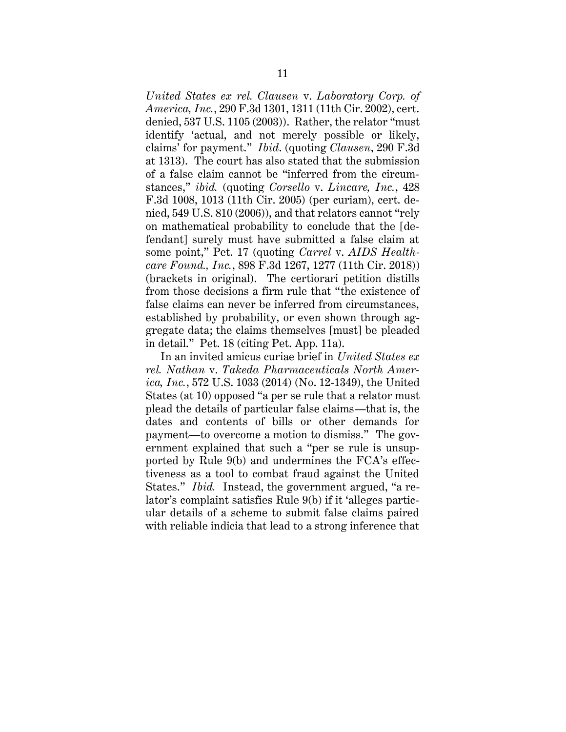*United States ex rel. Clausen* v. *Laboratory Corp. of America, Inc.*, 290 F.3d 1301, 1311 (11th Cir. 2002), cert. denied, 537 U.S. 1105 (2003)). Rather, the relator "must identify 'actual, and not merely possible or likely, claims' for payment." *Ibid*. (quoting *Clausen*, 290 F.3d at 1313). The court has also stated that the submission of a false claim cannot be "inferred from the circumstances," *ibid.* (quoting *Corsello* v. *Lincare, Inc.*, 428 F.3d 1008, 1013 (11th Cir. 2005) (per curiam), cert. denied, 549 U.S. 810 (2006)), and that relators cannot "rely on mathematical probability to conclude that the [defendant] surely must have submitted a false claim at some point," Pet. 17 (quoting *Carrel* v. *AIDS Healthcare Found., Inc.*, 898 F.3d 1267, 1277 (11th Cir. 2018)) (brackets in original). The certiorari petition distills from those decisions a firm rule that "the existence of false claims can never be inferred from circumstances, established by probability, or even shown through aggregate data; the claims themselves [must] be pleaded in detail." Pet. 18 (citing Pet. App. 11a).

In an invited amicus curiae brief in *United States ex rel. Nathan* v. *Takeda Pharmaceuticals North America, Inc.*, 572 U.S. 1033 (2014) (No. 12-1349), the United States (at 10) opposed "a per se rule that a relator must plead the details of particular false claims—that is, the dates and contents of bills or other demands for payment—to overcome a motion to dismiss." The government explained that such a "per se rule is unsupported by Rule 9(b) and undermines the FCA's effectiveness as a tool to combat fraud against the United States." *Ibid.* Instead, the government argued, "a relator's complaint satisfies Rule 9(b) if it 'alleges particular details of a scheme to submit false claims paired with reliable indicia that lead to a strong inference that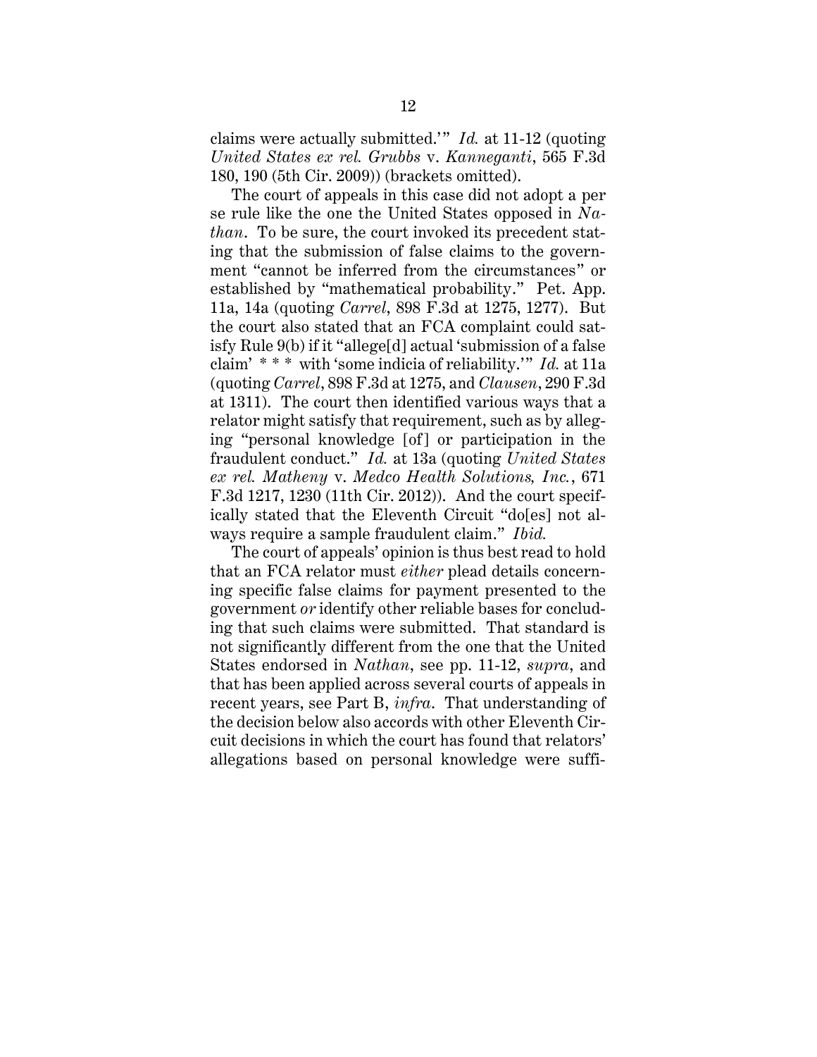claims were actually submitted.'" *Id.* at 11-12 (quoting *United States ex rel. Grubbs* v. *Kanneganti*, 565 F.3d 180, 190 (5th Cir. 2009)) (brackets omitted).

The court of appeals in this case did not adopt a per se rule like the one the United States opposed in *Nathan*. To be sure, the court invoked its precedent stating that the submission of false claims to the government "cannot be inferred from the circumstances" or established by "mathematical probability." Pet. App. 11a, 14a (quoting *Carrel*, 898 F.3d at 1275, 1277). But the court also stated that an FCA complaint could satisfy Rule 9(b) if it "allege[d] actual 'submission of a false claim' * * * with 'some indicia of reliability.'" *Id.* at 11a (quoting *Carrel*, 898 F.3d at 1275, and *Clausen*, 290 F.3d at 1311). The court then identified various ways that a relator might satisfy that requirement, such as by alleging "personal knowledge [of] or participation in the fraudulent conduct." *Id.* at 13a (quoting *United States ex rel. Matheny* v. *Medco Health Solutions, Inc.*, 671 F.3d 1217, 1230 (11th Cir. 2012)). And the court specifically stated that the Eleventh Circuit "do[es] not always require a sample fraudulent claim." *Ibid.*

The court of appeals' opinion is thus best read to hold that an FCA relator must *either* plead details concerning specific false claims for payment presented to the government *or* identify other reliable bases for concluding that such claims were submitted. That standard is not significantly different from the one that the United States endorsed in *Nathan*, see pp. 11-12, *supra*, and that has been applied across several courts of appeals in recent years, see Part B, *infra*. That understanding of the decision below also accords with other Eleventh Circuit decisions in which the court has found that relators' allegations based on personal knowledge were suffi-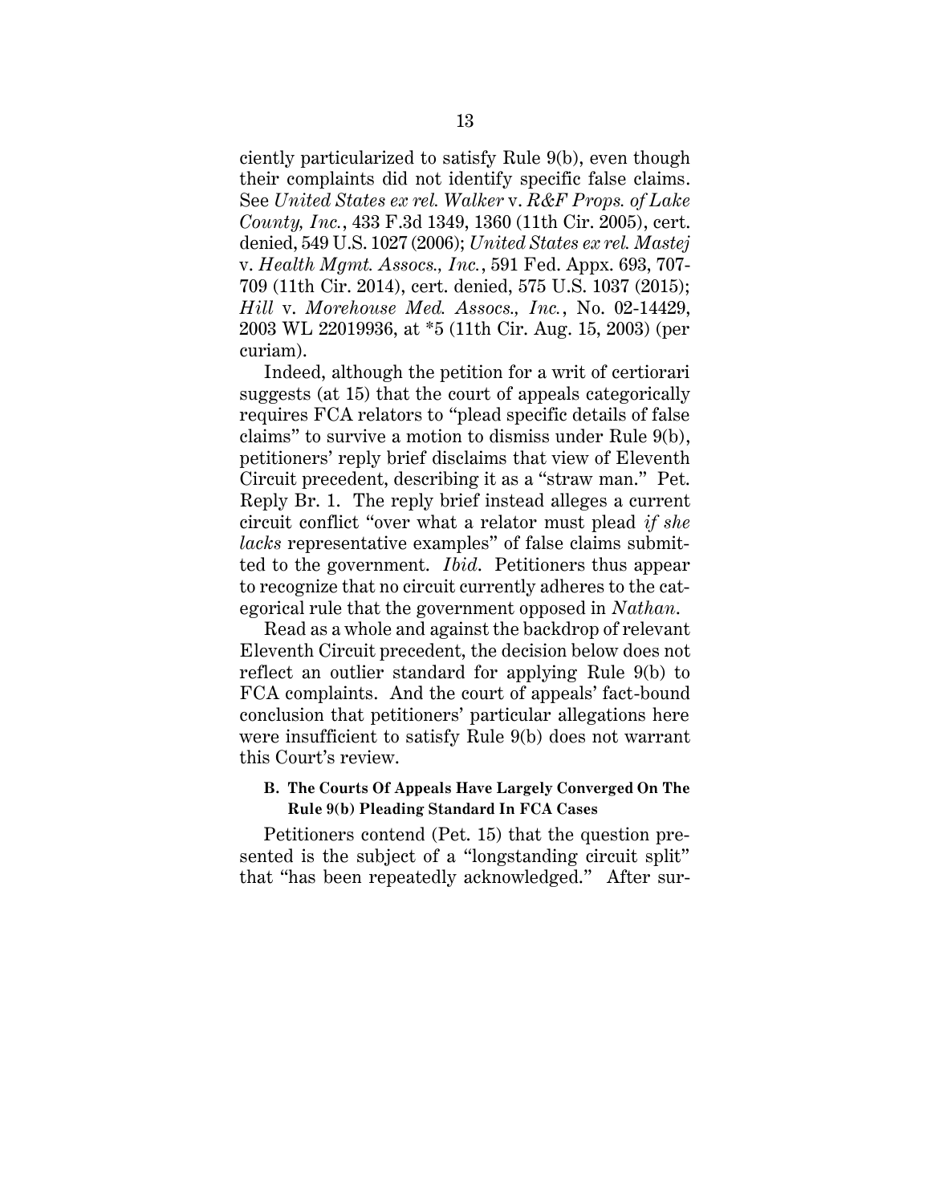ciently particularized to satisfy Rule 9(b), even though their complaints did not identify specific false claims. See *United States ex rel. Walker* v. *R&F Props. of Lake County, Inc.*, 433 F.3d 1349, 1360 (11th Cir. 2005), cert. denied, 549 U.S. 1027 (2006); *United States ex rel. Mastej* v. *Health Mgmt. Assocs., Inc.*, 591 Fed. Appx. 693, 707-709 (11th Cir. 2014), cert. denied, 575 U.S. 1037 (2015); *Hill* v. *Morehouse Med. Assocs., Inc.*, No. 02-14429, 2003 WL 22019936, at *5 (11th Cir. Aug. 15, 2003) (per curiam).

Indeed, although the petition for a writ of certiorari suggests (at 15) that the court of appeals categorically requires FCA relators to "plead specific details of false claims" to survive a motion to dismiss under Rule 9(b), petitioners' reply brief disclaims that view of Eleventh Circuit precedent, describing it as a "straw man." Pet. Reply Br. 1. The reply brief instead alleges a current circuit conflict "over what a relator must plead *if she lacks* representative examples" of false claims submitted to the government. *Ibid*. Petitioners thus appear to recognize that no circuit currently adheres to the categorical rule that the government opposed in *Nathan*.

Read as a whole and against the backdrop of relevant Eleventh Circuit precedent, the decision below does not reflect an outlier standard for applying Rule 9(b) to FCA complaints. And the court of appeals' fact-bound conclusion that petitioners' particular allegations here were insufficient to satisfy Rule 9(b) does not warrant this Court's review.

### B. The Courts Of Appeals Have Largely Converged On The Rule 9(b) Pleading Standard In FCA Cases

Petitioners contend (Pet. 15) that the question presented is the subject of a "longstanding circuit split" that "has been repeatedly acknowledged." After sur-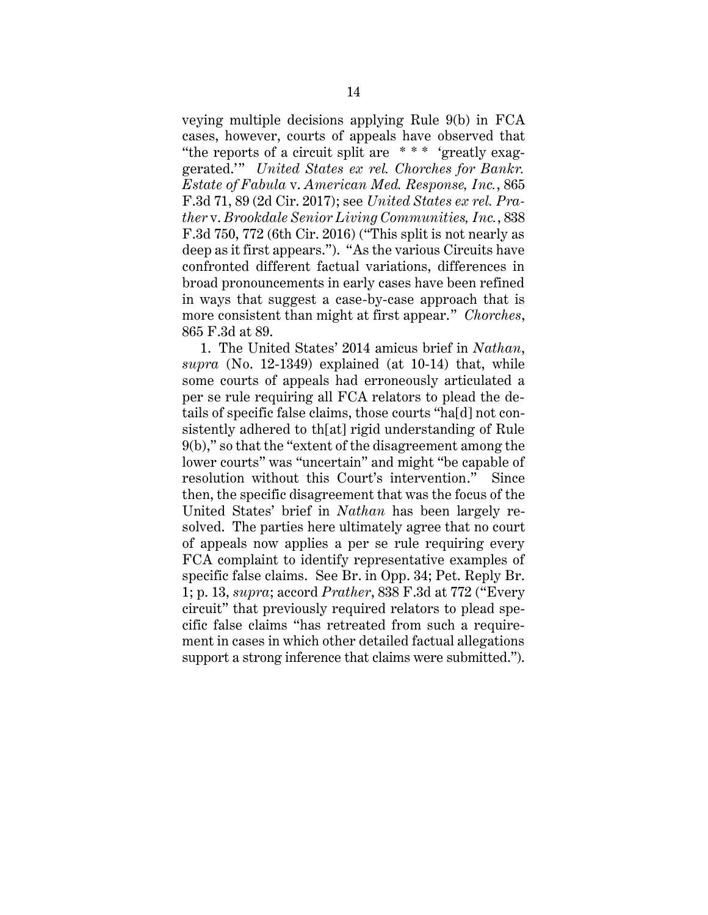veying multiple decisions applying Rule 9(b) in FCA cases, however, courts of appeals have observed that "the reports of a circuit split are * * * 'greatly exaggerated.'" *United States ex rel. Chorches for Bankr. Estate of Fabula* v. *American Med. Response, Inc.*, 865 F.3d 71, 89 (2d Cir. 2017); see *United States ex rel. Prather* v. *Brookdale Senior Living Communities, Inc.*, 838 F.3d 750, 772 (6th Cir. 2016) ("This split is not nearly as deep as it first appears."). "As the various Circuits have confronted different factual variations, differences in broad pronouncements in early cases have been refined in ways that suggest a case-by-case approach that is more consistent than might at first appear." *Chorches*, 865 F.3d at 89.

1. The United States' 2014 amicus brief in *Nathan*, *supra* (No. 12-1349) explained (at 10-14) that, while some courts of appeals had erroneously articulated a per se rule requiring all FCA relators to plead the details of specific false claims, those courts "ha[d] not consistently adhered to th[at] rigid understanding of Rule 9(b)," so that the "extent of the disagreement among the lower courts" was "uncertain" and might "be capable of resolution without this Court's intervention." Since then, the specific disagreement that was the focus of the United States' brief in *Nathan* has been largely resolved. The parties here ultimately agree that no court of appeals now applies a per se rule requiring every FCA complaint to identify representative examples of specific false claims. See Br. in Opp. 34; Pet. Reply Br. 1; p. 13, *supra*; accord *Prather*, 838 F.3d at 772 ("Every circuit" that previously required relators to plead specific false claims "has retreated from such a requirement in cases in which other detailed factual allegations support a strong inference that claims were submitted.").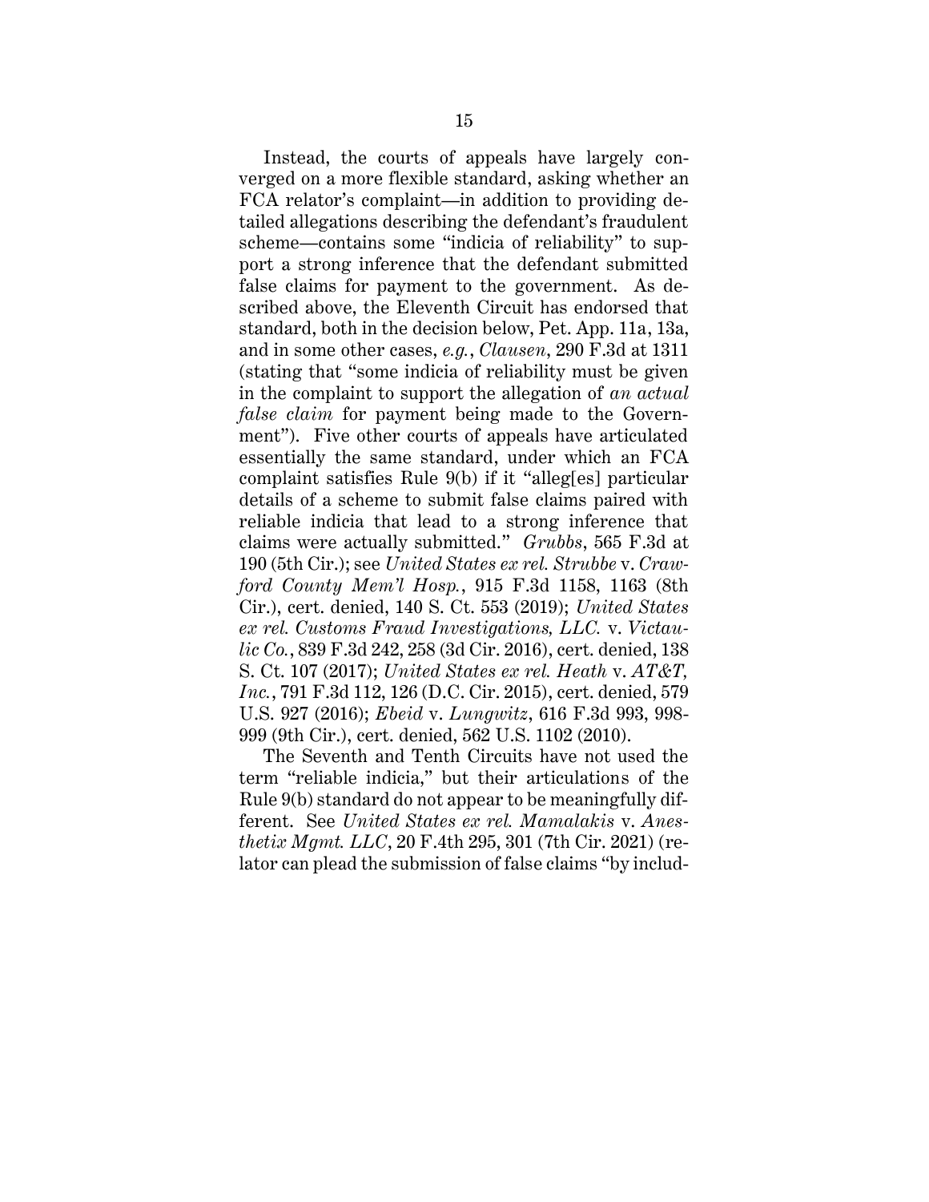Instead, the courts of appeals have largely converged on a more flexible standard, asking whether an FCA relator's complaint—in addition to providing detailed allegations describing the defendant's fraudulent scheme—contains some "indicia of reliability" to support a strong inference that the defendant submitted false claims for payment to the government. As described above, the Eleventh Circuit has endorsed that standard, both in the decision below, Pet. App. 11a, 13a, and in some other cases, *e.g.*, *Clausen*, 290 F.3d at 1311 (stating that "some indicia of reliability must be given in the complaint to support the allegation of *an actual false claim* for payment being made to the Government"). Five other courts of appeals have articulated essentially the same standard, under which an FCA complaint satisfies Rule 9(b) if it "alleg[es] particular details of a scheme to submit false claims paired with reliable indicia that lead to a strong inference that claims were actually submitted." *Grubbs*, 565 F.3d at 190 (5th Cir.); see *United States ex rel. Strubbe* v. *Crawford County Mem'l Hosp.*, 915 F.3d 1158, 1163 (8th Cir.), cert. denied, 140 S. Ct. 553 (2019); *United States ex rel. Customs Fraud Investigations, LLC.* v. *Victaulic Co.*, 839 F.3d 242, 258 (3d Cir. 2016), cert. denied, 138 S. Ct. 107 (2017); *United States ex rel. Heath* v. *AT&T, Inc.*, 791 F.3d 112, 126 (D.C. Cir. 2015), cert. denied, 579 U.S. 927 (2016); *Ebeid* v. *Lungwitz*, 616 F.3d 993, 998-999 (9th Cir.), cert. denied, 562 U.S. 1102 (2010).

The Seventh and Tenth Circuits have not used the term "reliable indicia," but their articulations of the Rule 9(b) standard do not appear to be meaningfully different. See *United States ex rel. Mamalakis* v. *Anesthetix Mgmt. LLC*, 20 F.4th 295, 301 (7th Cir. 2021) (relator can plead the submission of false claims "by includ-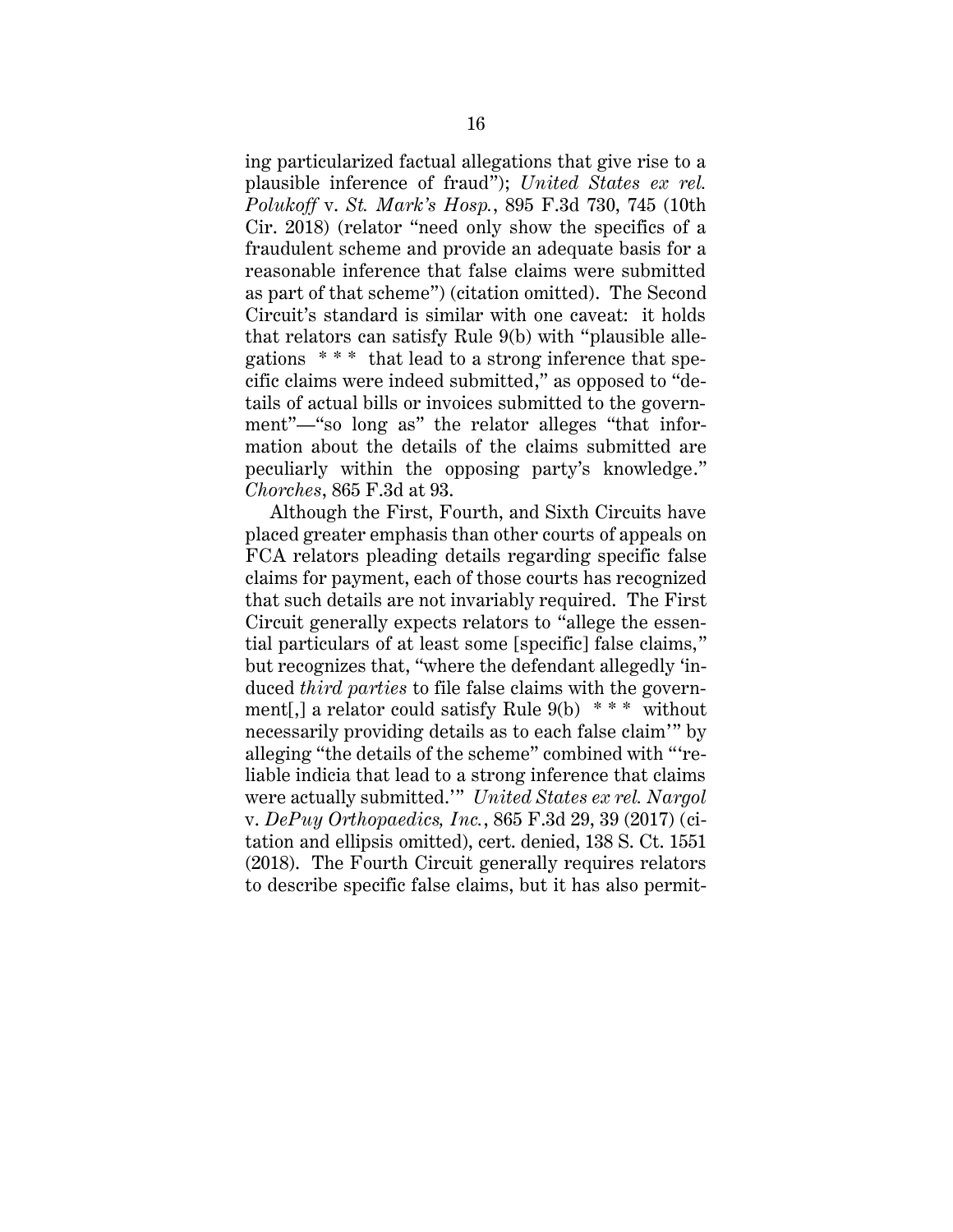ing particularized factual allegations that give rise to a plausible inference of fraud"); *United States ex rel. Polukoff* v. *St. Mark's Hosp.*, 895 F.3d 730, 745 (10th Cir. 2018) (relator "need only show the specifics of a fraudulent scheme and provide an adequate basis for a reasonable inference that false claims were submitted as part of that scheme") (citation omitted). The Second Circuit's standard is similar with one caveat: it holds that relators can satisfy Rule 9(b) with "plausible allegations * * * that lead to a strong inference that specific claims were indeed submitted," as opposed to "details of actual bills or invoices submitted to the government"—"so long as" the relator alleges "that information about the details of the claims submitted are peculiarly within the opposing party's knowledge." *Chorches*, 865 F.3d at 93.

Although the First, Fourth, and Sixth Circuits have placed greater emphasis than other courts of appeals on FCA relators pleading details regarding specific false claims for payment, each of those courts has recognized that such details are not invariably required. The First Circuit generally expects relators to "allege the essential particulars of at least some [specific] false claims," but recognizes that, "where the defendant allegedly 'induced *third parties* to file false claims with the government[,] a relator could satisfy Rule 9(b) * * * without necessarily providing details as to each false claim'" by alleging "the details of the scheme" combined with "'reliable indicia that lead to a strong inference that claims were actually submitted.'" *United States ex rel. Nargol* v. *DePuy Orthopaedics, Inc.*, 865 F.3d 29, 39 (2017) (citation and ellipsis omitted), cert. denied, 138 S. Ct. 1551 (2018). The Fourth Circuit generally requires relators to describe specific false claims, but it has also permit-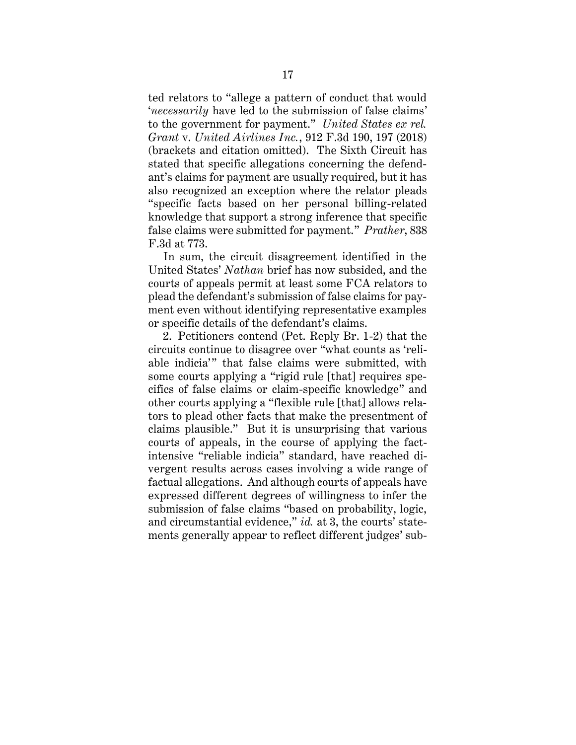ted relators to "allege a pattern of conduct that would '*necessarily* have led to the submission of false claims' to the government for payment." *United States ex rel. Grant* v. *United Airlines Inc.*, 912 F.3d 190, 197 (2018) (brackets and citation omitted). The Sixth Circuit has stated that specific allegations concerning the defendant's claims for payment are usually required, but it has also recognized an exception where the relator pleads "specific facts based on her personal billing-related knowledge that support a strong inference that specific false claims were submitted for payment." *Prather*, 838 F.3d at 773.

In sum, the circuit disagreement identified in the United States' *Nathan* brief has now subsided, and the courts of appeals permit at least some FCA relators to plead the defendant's submission of false claims for payment even without identifying representative examples or specific details of the defendant's claims.

2. Petitioners contend (Pet. Reply Br. 1-2) that the circuits continue to disagree over "what counts as 'reliable indicia'" that false claims were submitted, with some courts applying a "rigid rule [that] requires specifics of false claims or claim-specific knowledge" and other courts applying a "flexible rule [that] allows relators to plead other facts that make the presentment of claims plausible." But it is unsurprising that various courts of appeals, in the course of applying the fact-intensive "reliable indicia" standard, have reached divergent results across cases involving a wide range of factual allegations. And although courts of appeals have expressed different degrees of willingness to infer the submission of false claims "based on probability, logic, and circumstantial evidence," *id.* at 3, the courts' statements generally appear to reflect different judges' sub-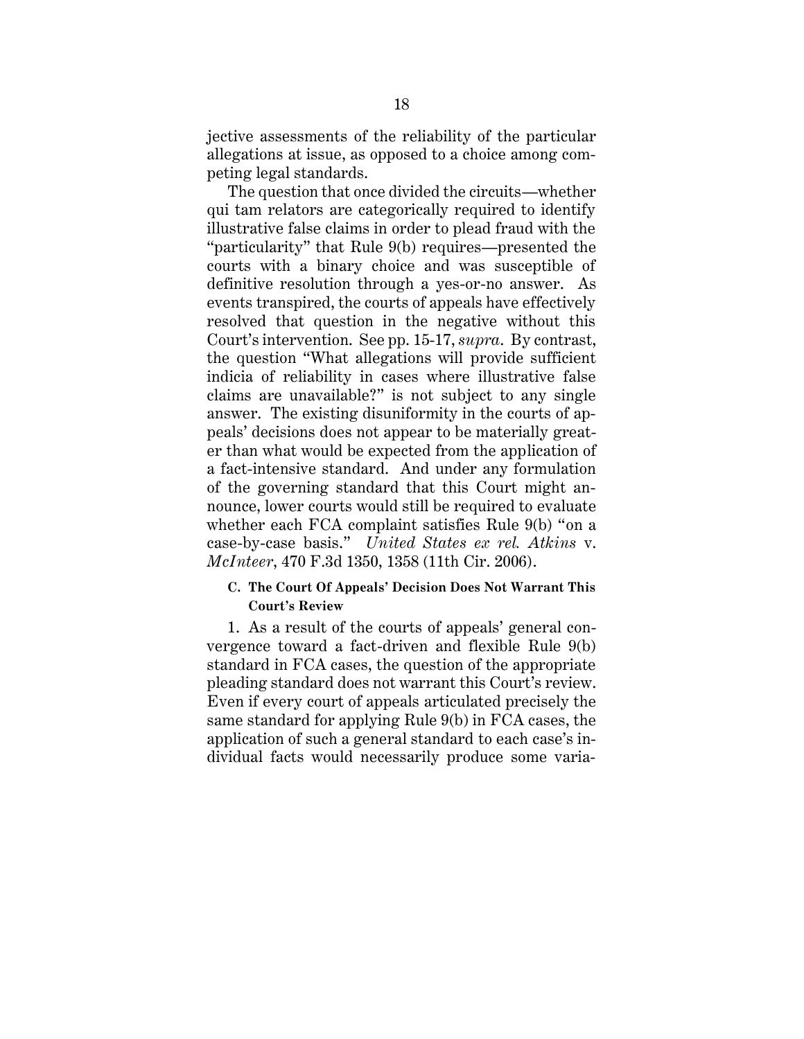jective assessments of the reliability of the particular allegations at issue, as opposed to a choice among competing legal standards.

The question that once divided the circuits—whether qui tam relators are categorically required to identify illustrative false claims in order to plead fraud with the "particularity" that Rule 9(b) requires—presented the courts with a binary choice and was susceptible of definitive resolution through a yes-or-no answer. As events transpired, the courts of appeals have effectively resolved that question in the negative without this Court's intervention. See pp. 15-17, *supra*. By contrast, the question "What allegations will provide sufficient indicia of reliability in cases where illustrative false claims are unavailable?" is not subject to any single answer. The existing disuniformity in the courts of appeals' decisions does not appear to be materially greater than what would be expected from the application of a fact-intensive standard. And under any formulation of the governing standard that this Court might announce, lower courts would still be required to evaluate whether each FCA complaint satisfies Rule 9(b) "on a case-by-case basis." *United States ex rel. Atkins* v. *McInteer*, 470 F.3d 1350, 1358 (11th Cir. 2006).

**C. The Court Of Appeals' Decision Does Not Warrant This Court's Review**

1. As a result of the courts of appeals' general convergence toward a fact-driven and flexible Rule 9(b) standard in FCA cases, the question of the appropriate pleading standard does not warrant this Court's review. Even if every court of appeals articulated precisely the same standard for applying Rule 9(b) in FCA cases, the application of such a general standard to each case's individual facts would necessarily produce some varia-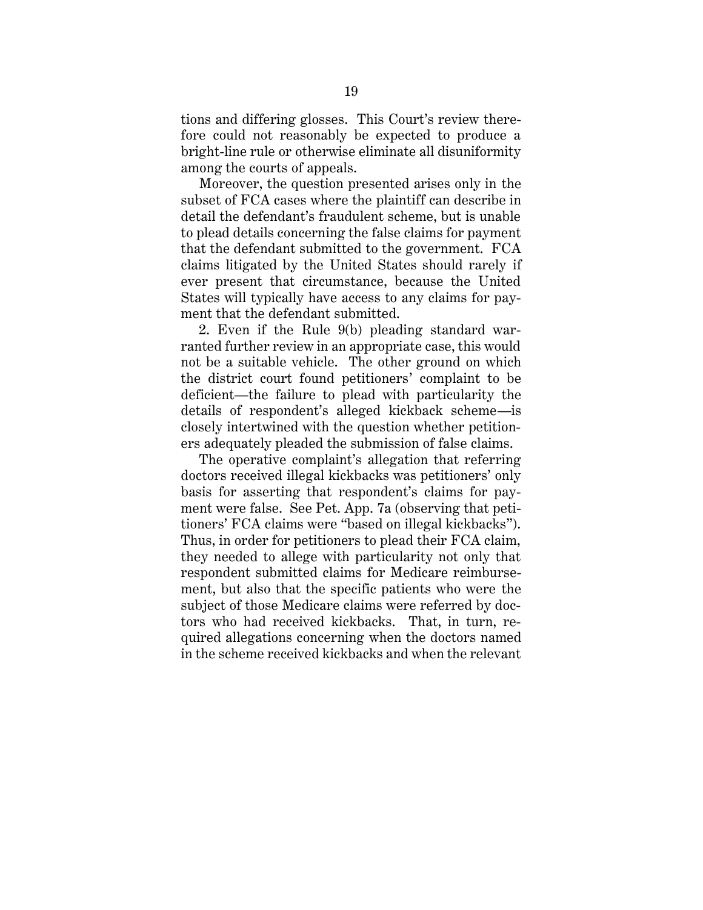tions and differing glosses. This Court's review therefore could not reasonably be expected to produce a bright-line rule or otherwise eliminate all disuniformity among the courts of appeals.

Moreover, the question presented arises only in the subset of FCA cases where the plaintiff can describe in detail the defendant's fraudulent scheme, but is unable to plead details concerning the false claims for payment that the defendant submitted to the government. FCA claims litigated by the United States should rarely if ever present that circumstance, because the United States will typically have access to any claims for payment that the defendant submitted.

2. Even if the Rule 9(b) pleading standard warranted further review in an appropriate case, this would not be a suitable vehicle. The other ground on which the district court found petitioners' complaint to be deficient—the failure to plead with particularity the details of respondent's alleged kickback scheme—is closely intertwined with the question whether petitioners adequately pleaded the submission of false claims.

The operative complaint's allegation that referring doctors received illegal kickbacks was petitioners' only basis for asserting that respondent's claims for payment were false. See Pet. App. 7a (observing that petitioners' FCA claims were "based on illegal kickbacks"). Thus, in order for petitioners to plead their FCA claim, they needed to allege with particularity not only that respondent submitted claims for Medicare reimbursement, but also that the specific patients who were the subject of those Medicare claims were referred by doctors who had received kickbacks. That, in turn, required allegations concerning when the doctors named in the scheme received kickbacks and when the relevant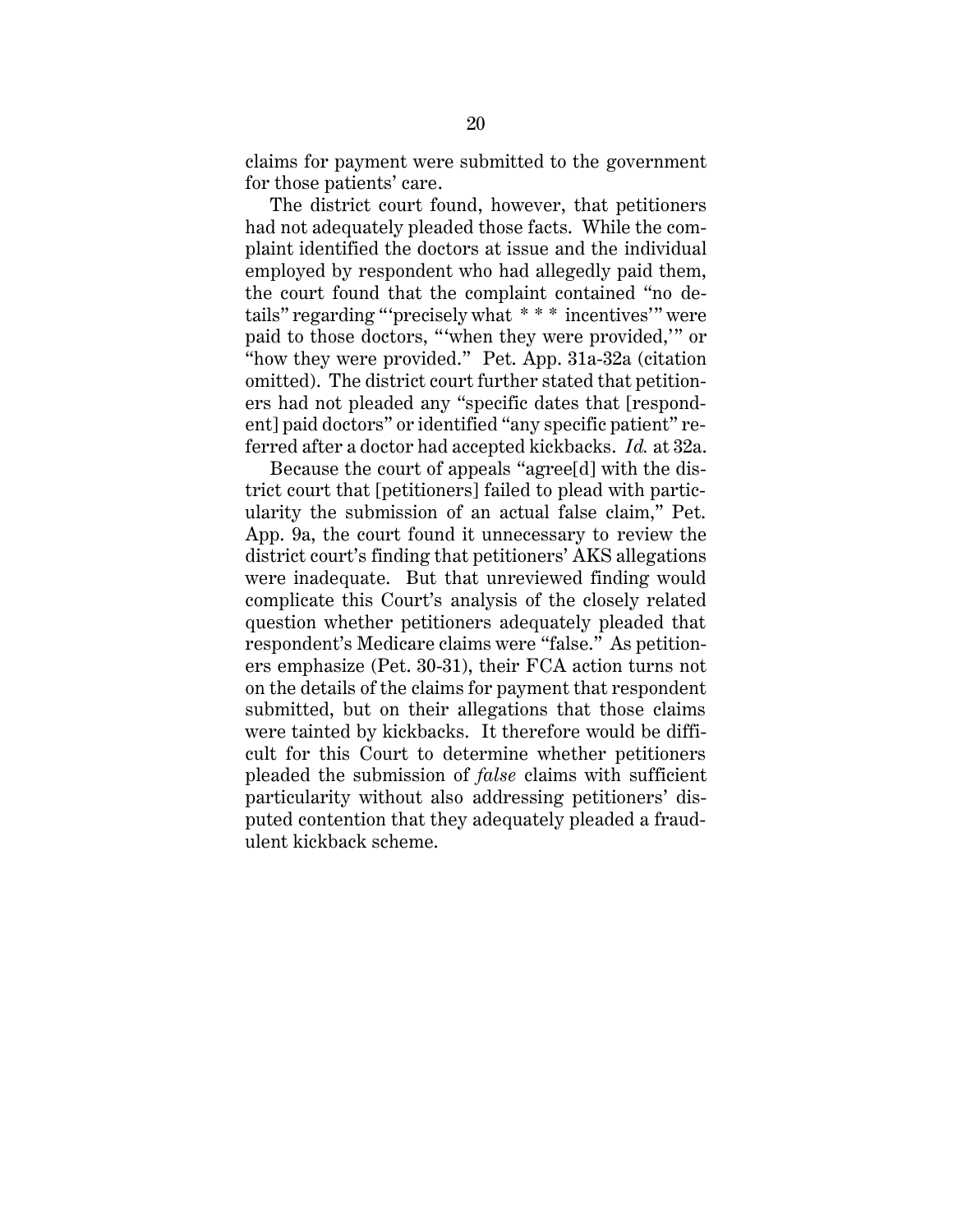claims for payment were submitted to the government for those patients' care.

The district court found, however, that petitioners had not adequately pleaded those facts. While the complaint identified the doctors at issue and the individual employed by respondent who had allegedly paid them, the court found that the complaint contained "no details" regarding "'precisely what * * * incentives'" were paid to those doctors, "'when they were provided,'" or "how they were provided." Pet. App. 31a-32a (citation omitted). The district court further stated that petitioners had not pleaded any "specific dates that [respondent] paid doctors" or identified "any specific patient" referred after a doctor had accepted kickbacks. *Id.* at 32a.

Because the court of appeals "agree[d] with the district court that [petitioners] failed to plead with particularity the submission of an actual false claim," Pet. App. 9a, the court found it unnecessary to review the district court's finding that petitioners' AKS allegations were inadequate. But that unreviewed finding would complicate this Court's analysis of the closely related question whether petitioners adequately pleaded that respondent's Medicare claims were "false." As petitioners emphasize (Pet. 30-31), their FCA action turns not on the details of the claims for payment that respondent submitted, but on their allegations that those claims were tainted by kickbacks. It therefore would be difficult for this Court to determine whether petitioners pleaded the submission of *false* claims with sufficient particularity without also addressing petitioners' disputed contention that they adequately pleaded a fraudulent kickback scheme.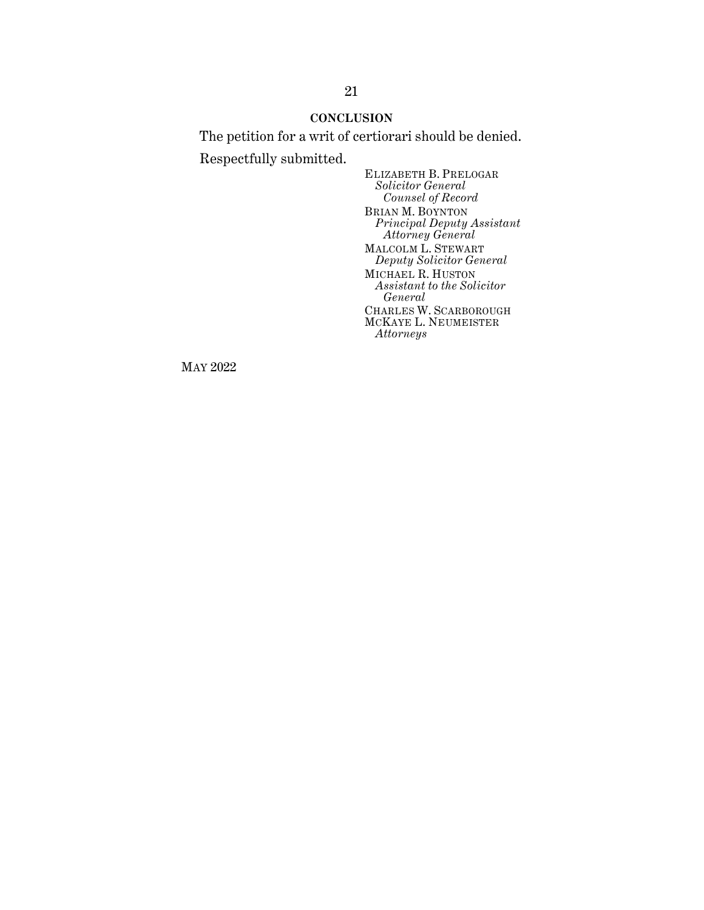## CONCLUSION

The petition for a writ of certiorari should be denied.

Respectfully submitted.

ELIZABETH B. PRELOGAR
*Solicitor General*
*Counsel of Record*
BRIAN M. BOYNTON
*Principal Deputy Assistant Attorney General*
MALCOLM L. STEWART
*Deputy Solicitor General*
MICHAEL R. HUSTON
*Assistant to the Solicitor General*
CHARLES W. SCARBOROUGH
MCKAYE L. NEUMEISTER
*Attorneys*

MAY 2022